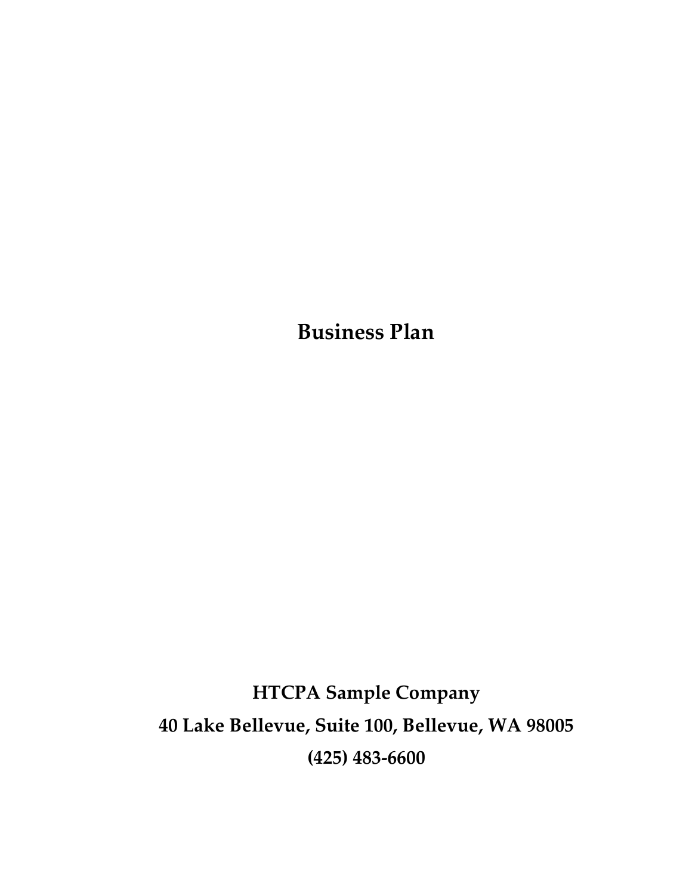# Business Plan

**HTCPA Sample Company**

**40 Lake Bellevue, Suite 100, Bellevue, WA 98005**

**(425) 483-6600**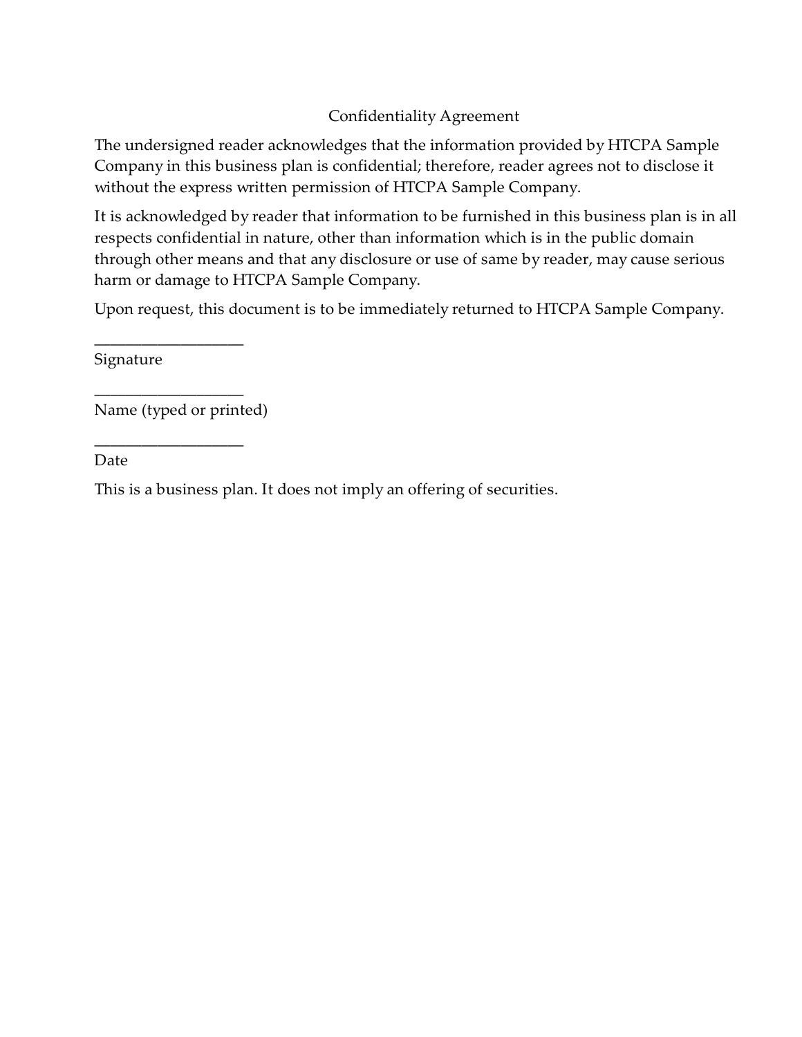# Confidentiality Agreement

The undersigned reader acknowledges that the information provided by HTCPA Sample Company in this business plan is confidential; therefore, reader agrees not to disclose it without the express written permission of HTCPA Sample Company.

It is acknowledged by reader that information to be furnished in this business plan is in all respects confidential in nature, other than information which is in the public domain through other means and that any disclosure or use of same by reader, may cause serious harm or damage to HTCPA Sample Company.

Upon request, this document is to be immediately returned to HTCPA Sample Company.

\_\_\_\_\_\_\_\_\_\_\_\_\_\_\_\_\_\_\_

Signature

\_\_\_\_\_\_\_\_\_\_\_\_\_\_\_\_\_\_\_

Name (typed or printed)

\_\_\_\_\_\_\_\_\_\_\_\_\_\_\_\_\_\_\_

Date

This is a business plan. It does not imply an offering of securities.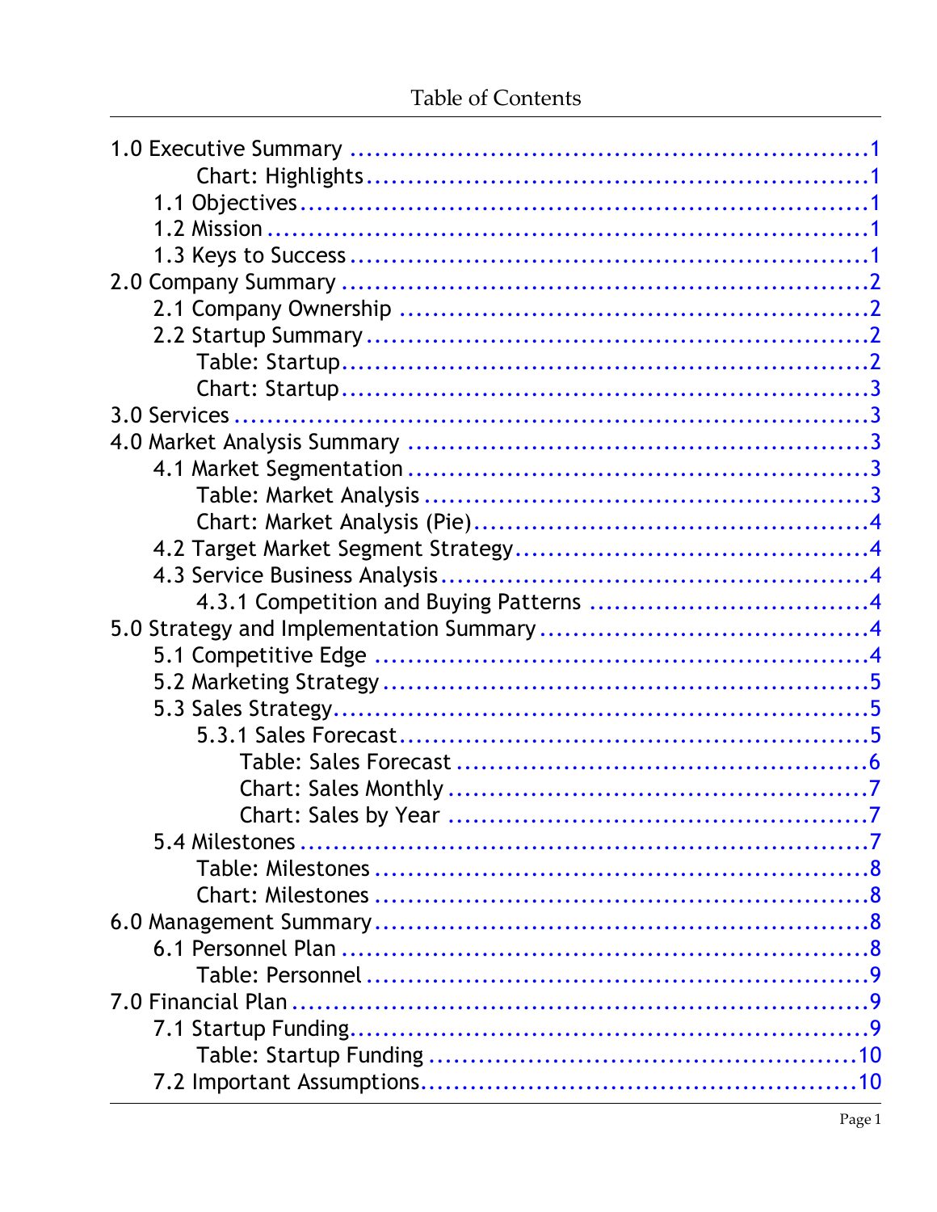Table of Contents

1.0 Executive Summary ........................................................ 1
- Chart: Highlights ........................................................ 1
- 1.1 Objectives ........................................................ 1
- 1.2 Mission ........................................................ 1
- 1.3 Keys to Success ........................................................ 1

2.0 Company Summary ........................................................ 2
- 2.1 Company Ownership ........................................................ 2
- 2.2 Startup Summary ........................................................ 2
  - Table: Startup ........................................................ 2
  - Chart: Startup ........................................................ 3

3.0 Services ........................................................ 3

4.0 Market Analysis Summary ........................................................ 3
- 4.1 Market Segmentation ........................................................ 3
  - Table: Market Analysis ........................................................ 3
  - Chart: Market Analysis (Pie) ........................................................ 4
- 4.2 Target Market Segment Strategy ........................................................ 4
- 4.3 Service Business Analysis ........................................................ 4
  - 4.3.1 Competition and Buying Patterns ........................................................ 4

5.0 Strategy and Implementation Summary ........................................................ 4
- 5.1 Competitive Edge ........................................................ 4
- 5.2 Marketing Strategy ........................................................ 5
- 5.3 Sales Strategy ........................................................ 5
  - 5.3.1 Sales Forecast ........................................................ 5
    - Table: Sales Forecast ........................................................ 6
    - Chart: Sales Monthly ........................................................ 7
    - Chart: Sales by Year ........................................................ 7
- 5.4 Milestones ........................................................ 7
  - Table: Milestones ........................................................ 8
  - Chart: Milestones ........................................................ 8

6.0 Management Summary ........................................................ 8
- 6.1 Personnel Plan ........................................................ 8
  - Table: Personnel ........................................................ 9

7.0 Financial Plan ........................................................ 9
- 7.1 Startup Funding ........................................................ 9
  - Table: Startup Funding ........................................................ 10
- 7.2 Important Assumptions ........................................................ 10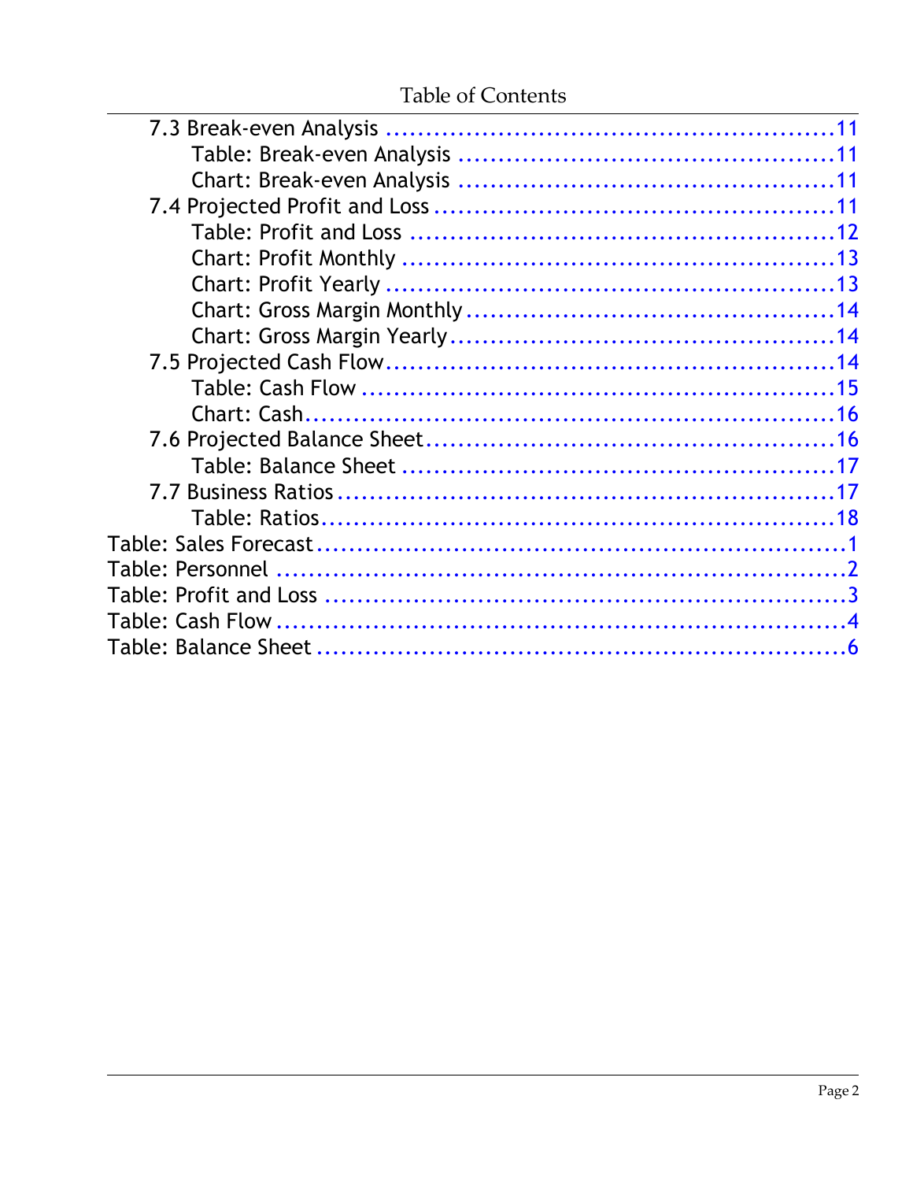Table of Contents

- 7.3 Break-even Analysis ........................................................11
  - Table: Break-even Analysis ...............................................11
  - Chart: Break-even Analysis ...............................................11
- 7.4 Projected Profit and Loss ...................................................11
  - Table: Profit and Loss .....................................................12
  - Chart: Profit Monthly .......................................................13
  - Chart: Profit Yearly .........................................................13
  - Chart: Gross Margin Monthly ..............................................14
  - Chart: Gross Margin Yearly ................................................14
- 7.5 Projected Cash Flow .........................................................14
  - Table: Cash Flow ............................................................15
  - Chart: Cash ...................................................................16
- 7.6 Projected Balance Sheet ....................................................16
  - Table: Balance Sheet .......................................................17
- 7.7 Business Ratios ...............................................................17
  - Table: Ratios ..................................................................18
- Table: Sales Forecast ....................................................................1
- Table: Personnel ..........................................................................2
- Table: Profit and Loss ...................................................................3
- Table: Cash Flow ..........................................................................4
- Table: Balance Sheet ....................................................................6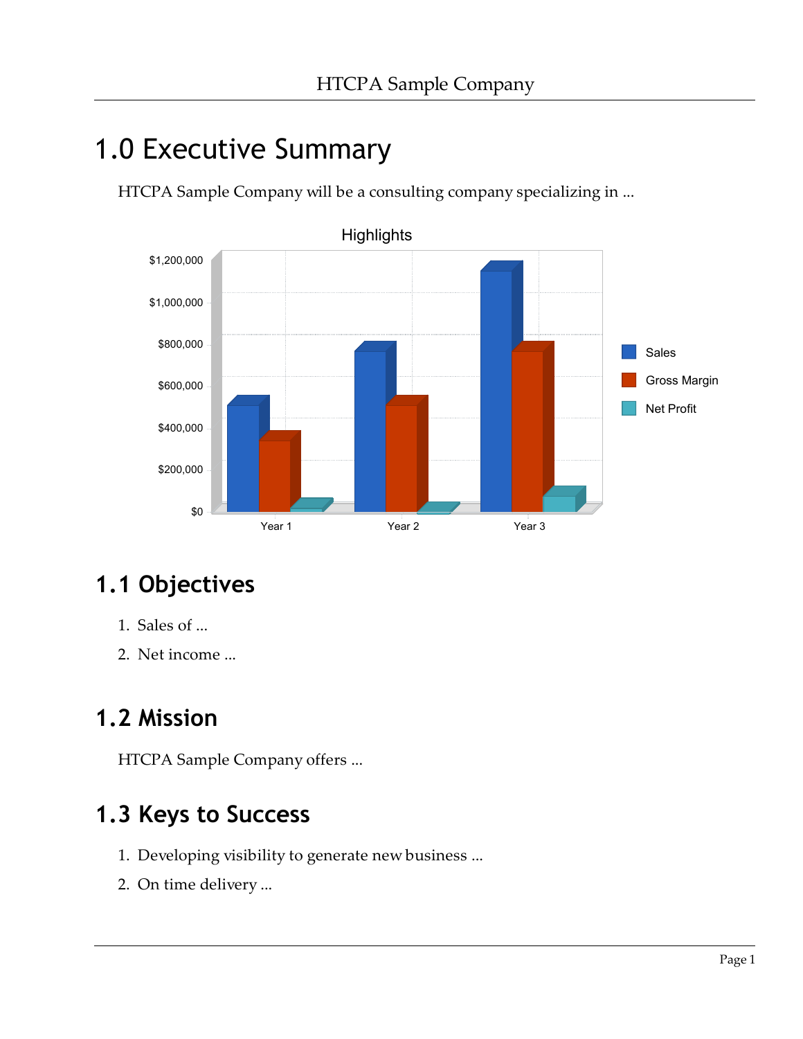# 1.0 Executive Summary

HTCPA Sample Company will be a consulting company specializing in ...

## 1.1 Objectives

1. Sales of ...
2. Net income ...

## 1.2 Mission

HTCPA Sample Company offers ...

## 1.3 Keys to Success

1. Developing visibility to generate new business ...
2. On time delivery ...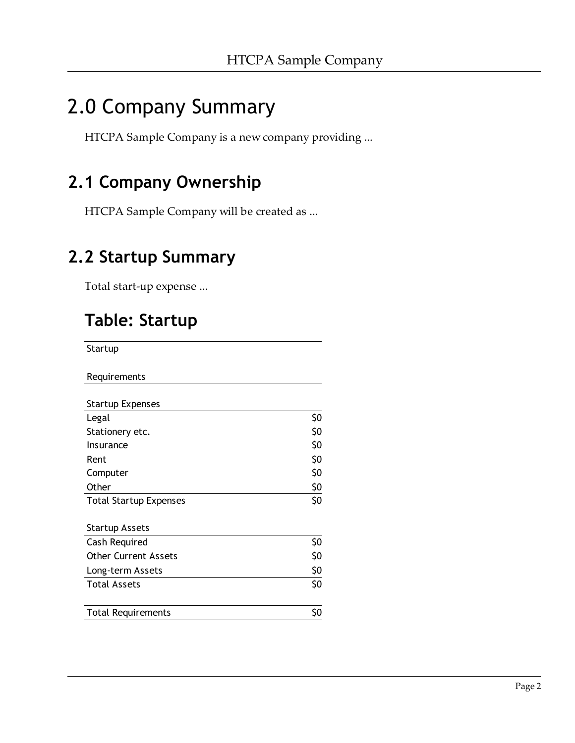# 2.0 Company Summary

HTCPA Sample Company is a new company providing ...

## 2.1 Company Ownership

HTCPA Sample Company will be created as ...

## 2.2 Startup Summary

Total start-up expense ...

### Table: Startup

| Startup | |
|---|---|
| Requirements | |
| | |
| Startup Expenses | |
| Legal | $0 |
| Stationery etc. | $0 |
| Insurance | $0 |
| Rent | $0 |
| Computer | $0 |
| Other | $0 |
| Total Startup Expenses | $0 |
| | |
| Startup Assets | |
| Cash Required | $0 |
| Other Current Assets | $0 |
| Long-term Assets | $0 |
| Total Assets | $0 |
| | |
| Total Requirements | $0 |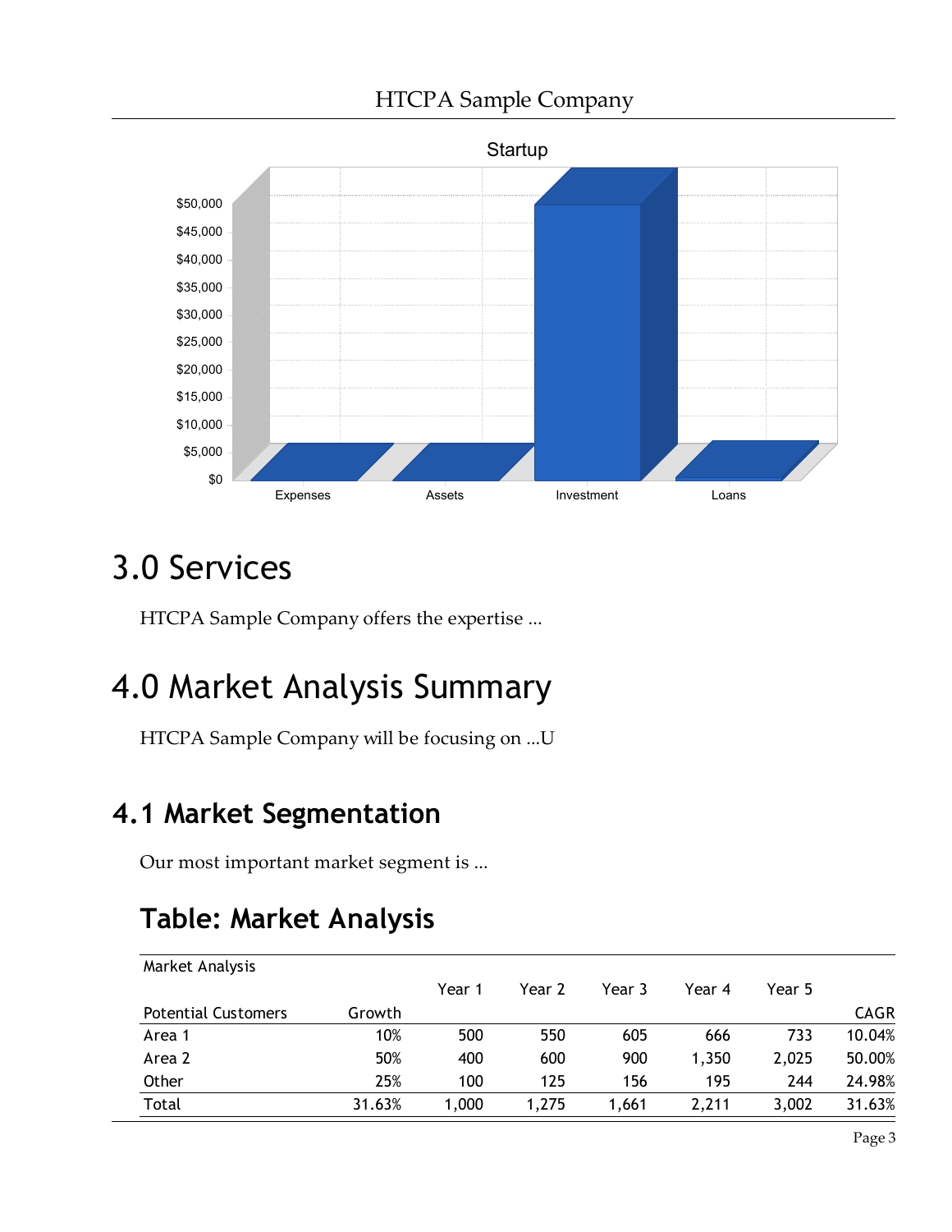Startup

# 3.0 Services

HTCPA Sample Company offers the expertise ...

# 4.0 Market Analysis Summary

HTCPA Sample Company will be focusing on ...U

## 4.1 Market Segmentation

Our most important market segment is ...

### Table: Market Analysis

| Market Analysis | | | | | | | |
|---|---|---|---|---|---|---|---|
| | | Year 1 | Year 2 | Year 3 | Year 4 | Year 5 | |
| Potential Customers | Growth | | | | | | CAGR |
| Area 1 | 10% | 500 | 550 | 605 | 666 | 733 | 10.04% |
| Area 2 | 50% | 400 | 600 | 900 | 1,350 | 2,025 | 50.00% |
| Other | 25% | 100 | 125 | 156 | 195 | 244 | 24.98% |
| Total | 31.63% | 1,000 | 1,275 | 1,661 | 2,211 | 3,002 | 31.63% |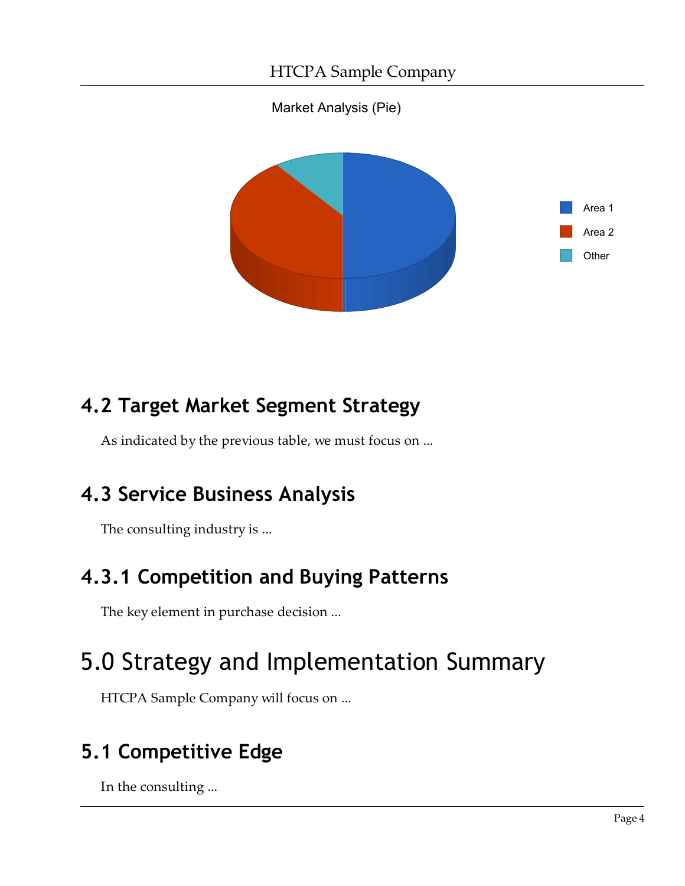Market Analysis (Pie)

Area 1
Area 2
Other

## 4.2 Target Market Segment Strategy

As indicated by the previous table, we must focus on ...

## 4.3 Service Business Analysis

The consulting industry is ...

## 4.3.1 Competition and Buying Patterns

The key element in purchase decision ...

# 5.0 Strategy and Implementation Summary

HTCPA Sample Company will focus on ...

## 5.1 Competitive Edge

In the consulting ...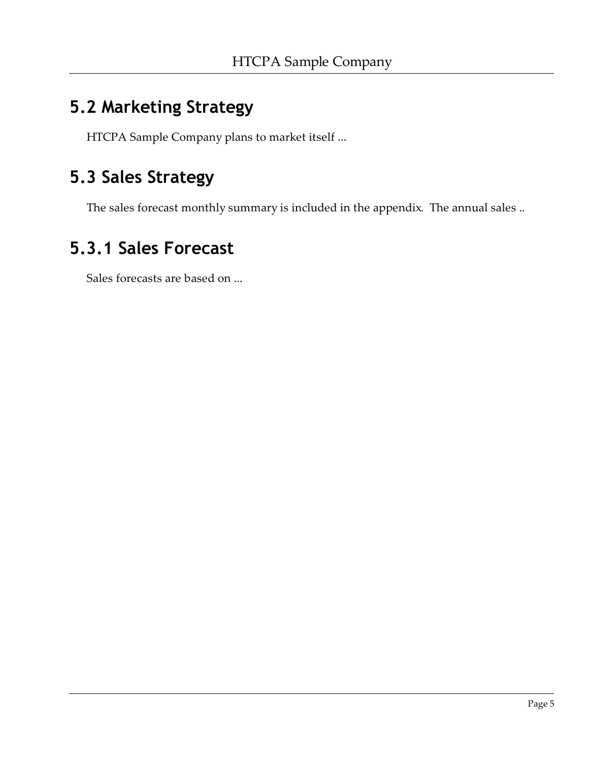## 5.2 Marketing Strategy

HTCPA Sample Company plans to market itself ...

## 5.3 Sales Strategy

The sales forecast monthly summary is included in the appendix.  The annual sales ..

## 5.3.1 Sales Forecast

Sales forecasts are based on ...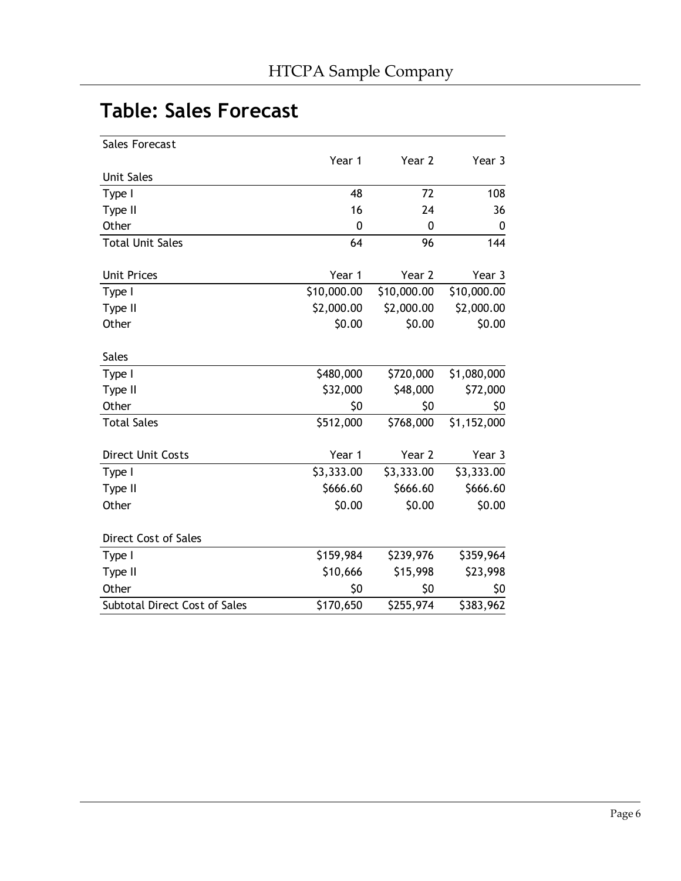## Table: Sales Forecast

| Sales Forecast | | | |
|---|---|---|---|
| | Year 1 | Year 2 | Year 3 |
| **Unit Sales** | | | |
| Type I | 48 | 72 | 108 |
| Type II | 16 | 24 | 36 |
| Other | 0 | 0 | 0 |
| Total Unit Sales | 64 | 96 | 144 |
| | | | |
| **Unit Prices** | Year 1 | Year 2 | Year 3 |
| Type I | $10,000.00 | $10,000.00 | $10,000.00 |
| Type II | $2,000.00 | $2,000.00 | $2,000.00 |
| Other | $0.00 | $0.00 | $0.00 |
| | | | |
| **Sales** | | | |
| Type I | $480,000 | $720,000 | $1,080,000 |
| Type II | $32,000 | $48,000 | $72,000 |
| Other | $0 | $0 | $0 |
| Total Sales | $512,000 | $768,000 | $1,152,000 |
| | | | |
| **Direct Unit Costs** | Year 1 | Year 2 | Year 3 |
| Type I | $3,333.00 | $3,333.00 | $3,333.00 |
| Type II | $666.60 | $666.60 | $666.60 |
| Other | $0.00 | $0.00 | $0.00 |
| | | | |
| **Direct Cost of Sales** | | | |
| Type I | $159,984 | $239,976 | $359,964 |
| Type II | $10,666 | $15,998 | $23,998 |
| Other | $0 | $0 | $0 |
| Subtotal Direct Cost of Sales | $170,650 | $255,974 | $383,962 |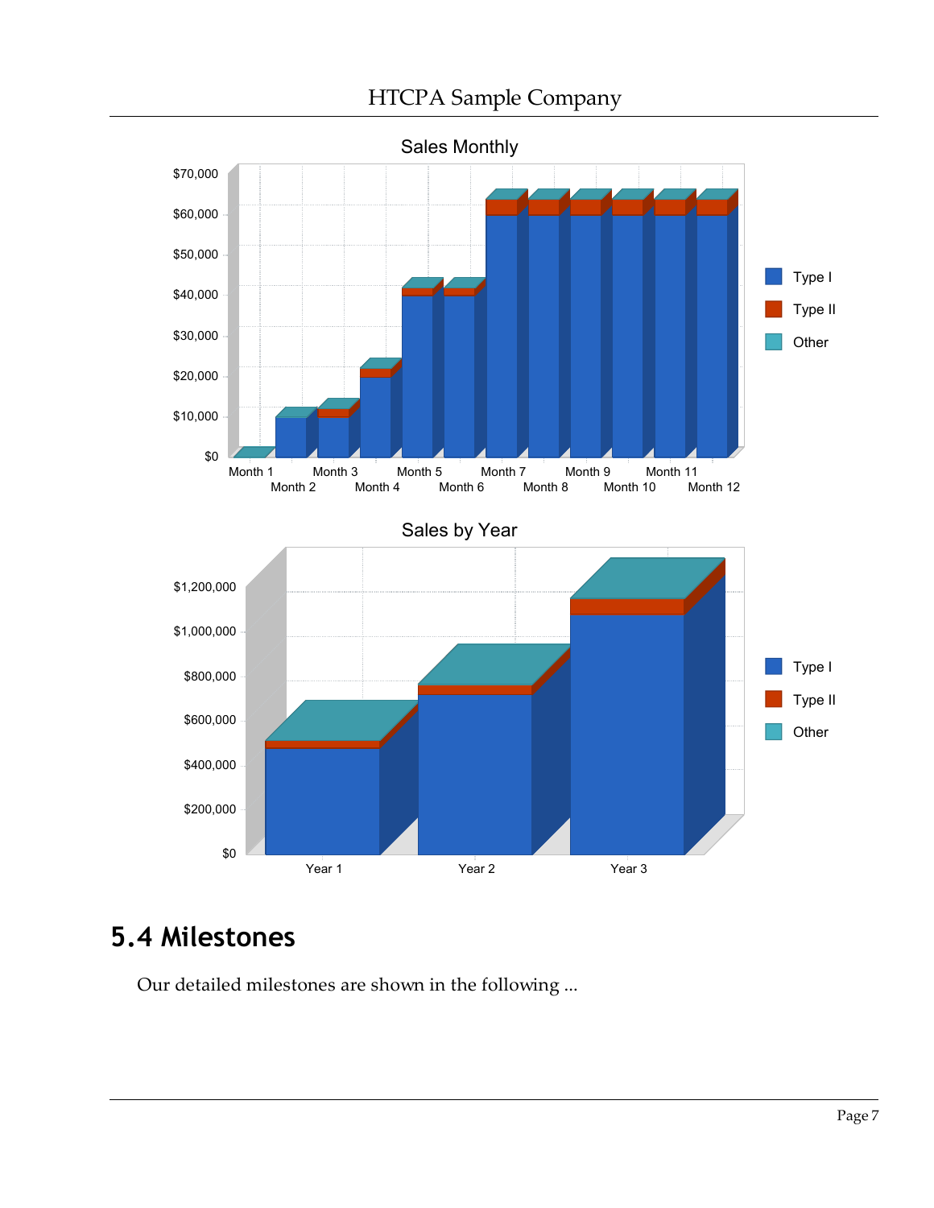## 5.4 Milestones

Our detailed milestones are shown in the following ...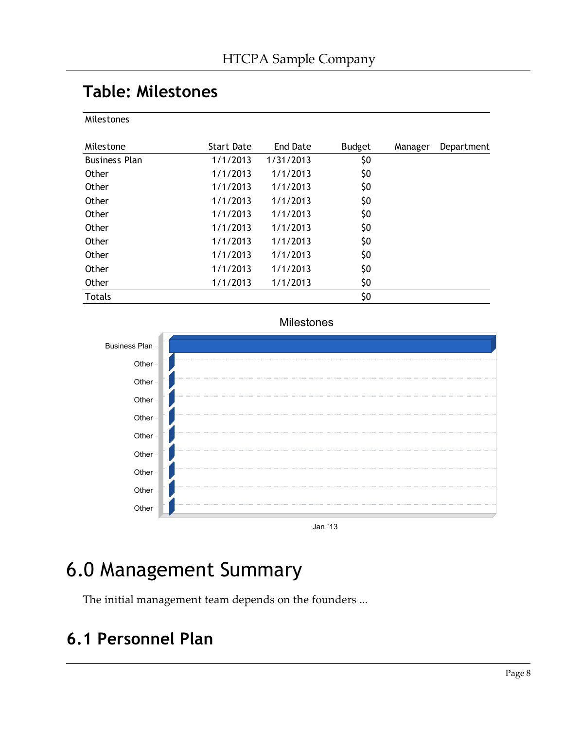## Table: Milestones

Milestones

| Milestone | Start Date | End Date | Budget | Manager | Department |
|---|---|---|---|---|---|
| Business Plan | 1/1/2013 | 1/31/2013 | $0 | | |
| Other | 1/1/2013 | 1/1/2013 | $0 | | |
| Other | 1/1/2013 | 1/1/2013 | $0 | | |
| Other | 1/1/2013 | 1/1/2013 | $0 | | |
| Other | 1/1/2013 | 1/1/2013 | $0 | | |
| Other | 1/1/2013 | 1/1/2013 | $0 | | |
| Other | 1/1/2013 | 1/1/2013 | $0 | | |
| Other | 1/1/2013 | 1/1/2013 | $0 | | |
| Other | 1/1/2013 | 1/1/2013 | $0 | | |
| Other | 1/1/2013 | 1/1/2013 | $0 | | |
| Totals | | | $0 | | |

# 6.0 Management Summary

The initial management team depends on the founders ...

## 6.1 Personnel Plan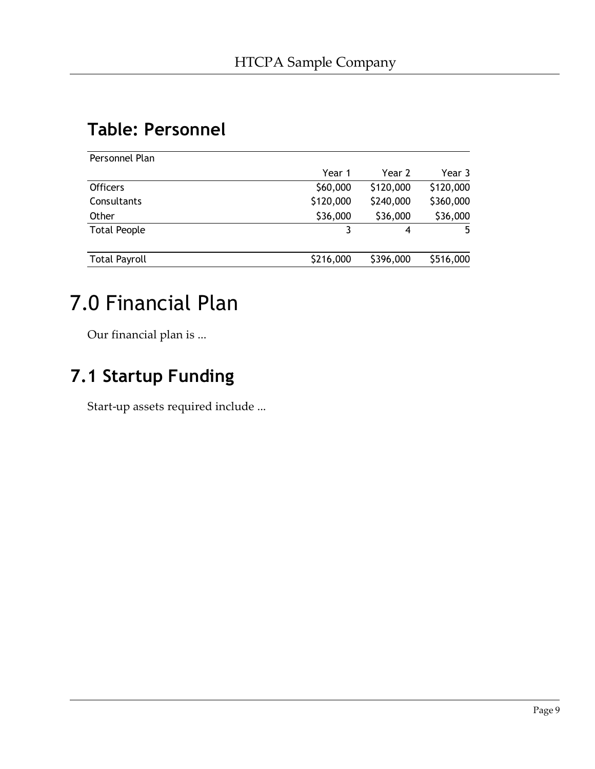## Table: Personnel

| Personnel Plan | | | |
|---|---|---|---|
| | Year 1 | Year 2 | Year 3 |
| Officers | $60,000 | $120,000 | $120,000 |
| Consultants | $120,000 | $240,000 | $360,000 |
| Other | $36,000 | $36,000 | $36,000 |
| Total People | 3 | 4 | 5 |
| | | | |
| Total Payroll | $216,000 | $396,000 | $516,000 |

# 7.0 Financial Plan

Our financial plan is ...

## 7.1 Startup Funding

Start-up assets required include ...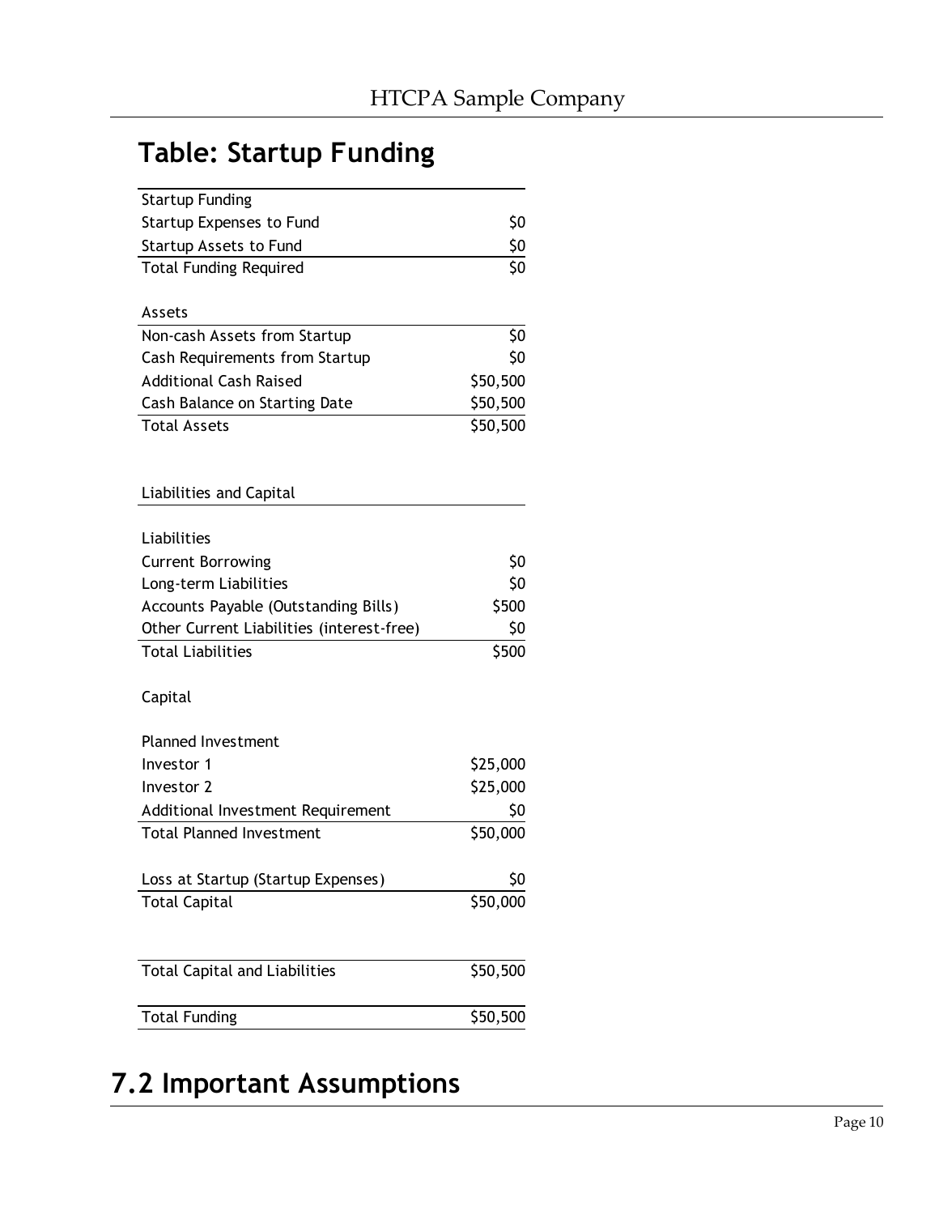## Table: Startup Funding

| Startup Funding | |
|---|---|
| Startup Expenses to Fund | $0 |
| Startup Assets to Fund | $0 |
| Total Funding Required | $0 |
| | |
| Assets | |
| Non-cash Assets from Startup | $0 |
| Cash Requirements from Startup | $0 |
| Additional Cash Raised | $50,500 |
| Cash Balance on Starting Date | $50,500 |
| Total Assets | $50,500 |
| | |
| Liabilities and Capital | |
| | |
| Liabilities | |
| Current Borrowing | $0 |
| Long-term Liabilities | $0 |
| Accounts Payable (Outstanding Bills) | $500 |
| Other Current Liabilities (interest-free) | $0 |
| Total Liabilities | $500 |
| | |
| Capital | |
| | |
| Planned Investment | |
| Investor 1 | $25,000 |
| Investor 2 | $25,000 |
| Additional Investment Requirement | $0 |
| Total Planned Investment | $50,000 |
| | |
| Loss at Startup (Startup Expenses) | $0 |
| Total Capital | $50,000 |
| | |
| Total Capital and Liabilities | $50,500 |
| | |
| Total Funding | $50,500 |

# 7.2 Important Assumptions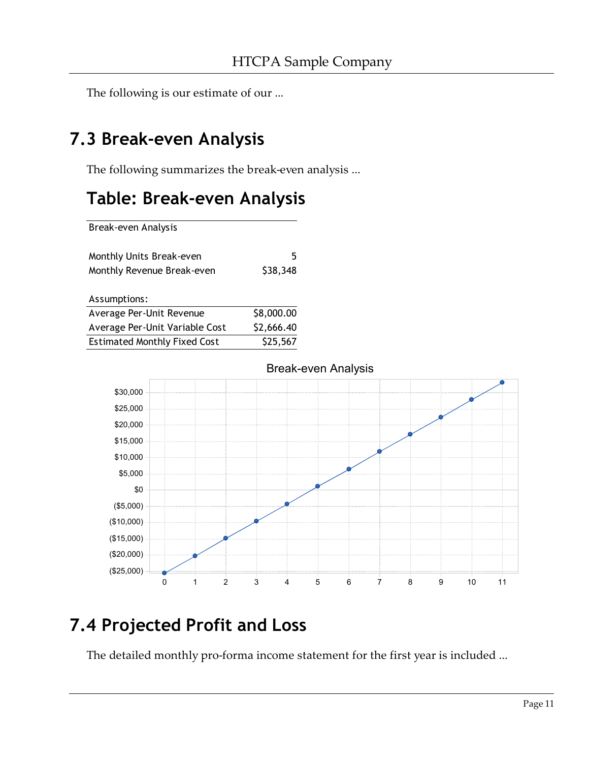The following is our estimate of our ...

## 7.3 Break-even Analysis

The following summarizes the break-even analysis ...

### Table: Break-even Analysis

| Break-even Analysis | |
|---|---|
| | |
| Monthly Units Break-even | 5 |
| Monthly Revenue Break-even | $38,348 |
| | |
| Assumptions: | |
| Average Per-Unit Revenue | $8,000.00 |
| Average Per-Unit Variable Cost | $2,666.40 |
| Estimated Monthly Fixed Cost | $25,567 |

Break-even Analysis

## 7.4 Projected Profit and Loss

The detailed monthly pro-forma income statement for the first year is included ...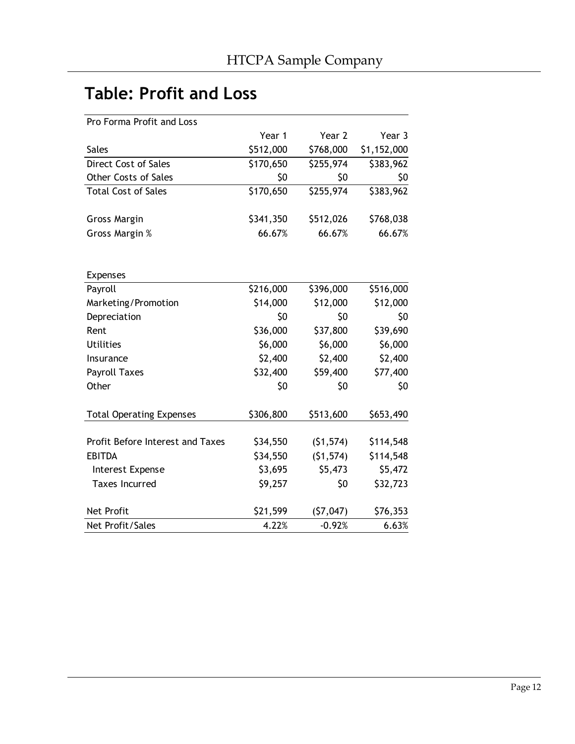## Table: Profit and Loss

| Pro Forma Profit and Loss | | | |
|---|---|---|---|
| | Year 1 | Year 2 | Year 3 |
| Sales | $512,000 | $768,000 | $1,152,000 |
| Direct Cost of Sales | $170,650 | $255,974 | $383,962 |
| Other Costs of Sales | $0 | $0 | $0 |
| Total Cost of Sales | $170,650 | $255,974 | $383,962 |
| | | | |
| Gross Margin | $341,350 | $512,026 | $768,038 |
| Gross Margin % | 66.67% | 66.67% | 66.67% |
| | | | |
| Expenses | | | |
| Payroll | $216,000 | $396,000 | $516,000 |
| Marketing/Promotion | $14,000 | $12,000 | $12,000 |
| Depreciation | $0 | $0 | $0 |
| Rent | $36,000 | $37,800 | $39,690 |
| Utilities | $6,000 | $6,000 | $6,000 |
| Insurance | $2,400 | $2,400 | $2,400 |
| Payroll Taxes | $32,400 | $59,400 | $77,400 |
| Other | $0 | $0 | $0 |
| | | | |
| Total Operating Expenses | $306,800 | $513,600 | $653,490 |
| | | | |
| Profit Before Interest and Taxes | $34,550 | ($1,574) | $114,548 |
| EBITDA | $34,550 | ($1,574) | $114,548 |
| Interest Expense | $3,695 | $5,473 | $5,472 |
| Taxes Incurred | $9,257 | $0 | $32,723 |
| | | | |
| Net Profit | $21,599 | ($7,047) | $76,353 |
| Net Profit/Sales | 4.22% | -0.92% | 6.63% |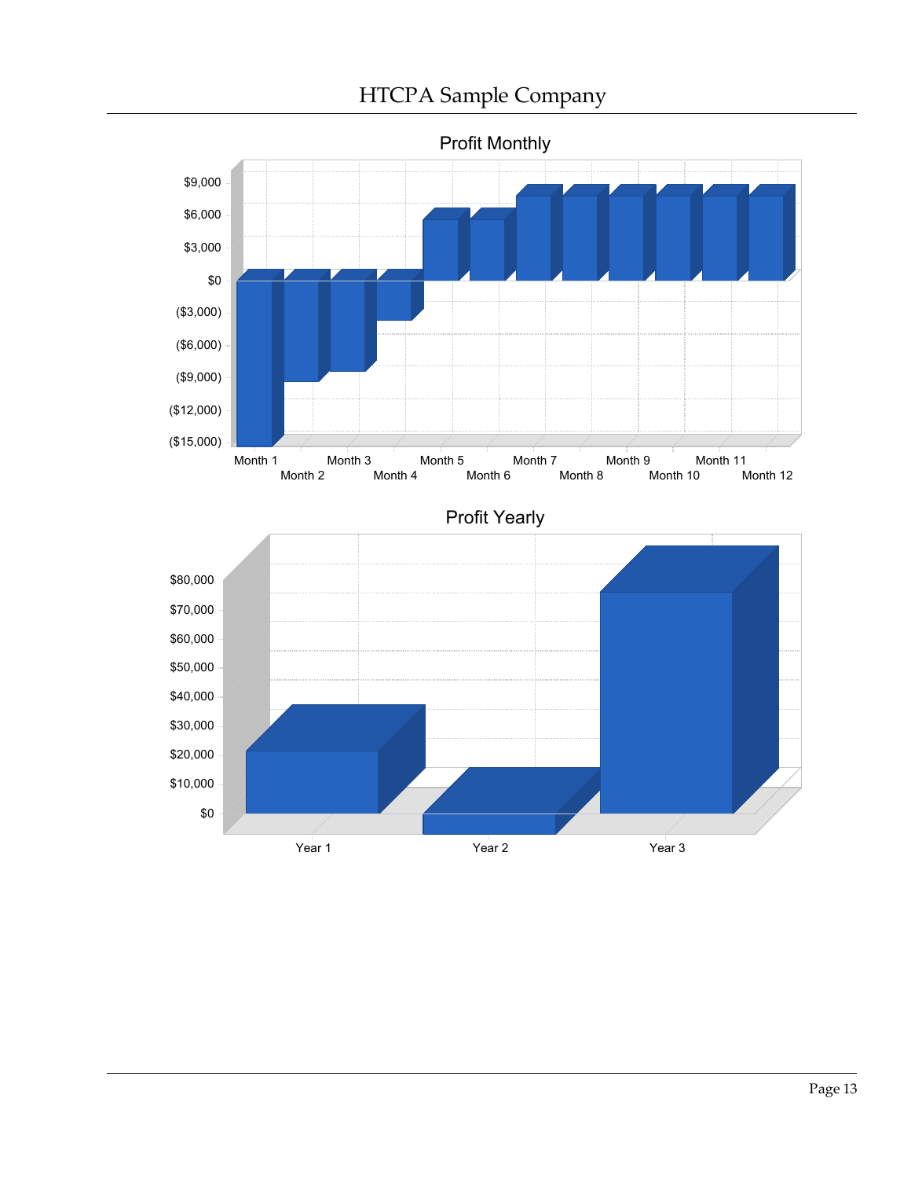## Profit Monthly

## Profit Yearly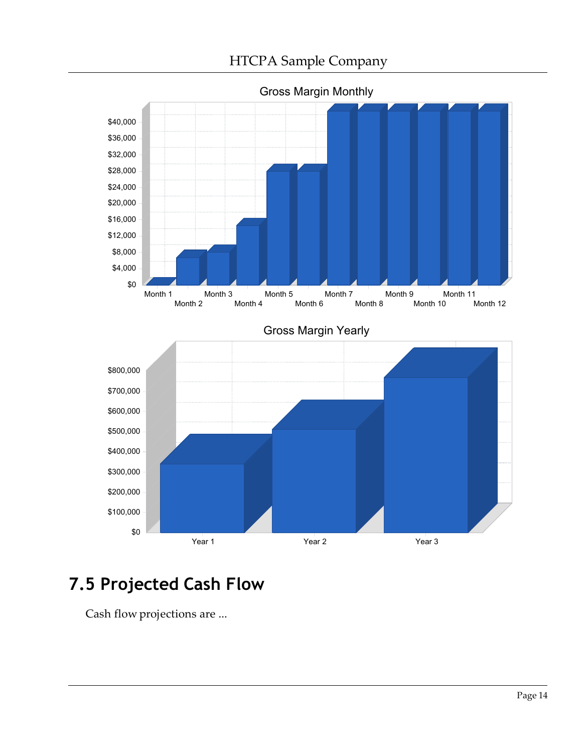## 7.5 Projected Cash Flow

Cash flow projections are ...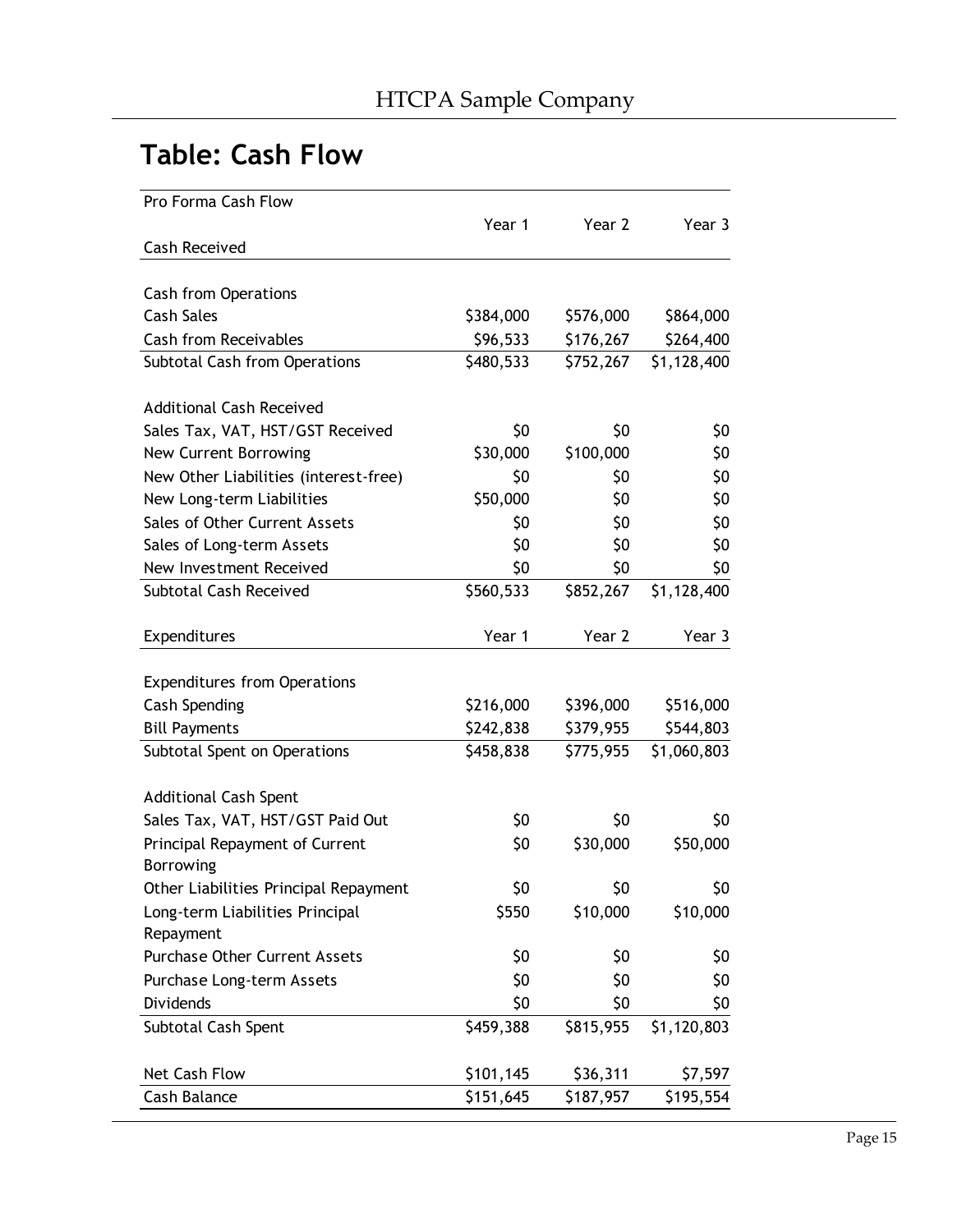## Table: Cash Flow

| Pro Forma Cash Flow | Year 1 | Year 2 | Year 3 |
|---|---|---|---|
| Cash Received | | | |
| | | | |
| Cash from Operations | | | |
| Cash Sales | $384,000 | $576,000 | $864,000 |
| Cash from Receivables | $96,533 | $176,267 | $264,400 |
| Subtotal Cash from Operations | $480,533 | $752,267 | $1,128,400 |
| | | | |
| Additional Cash Received | | | |
| Sales Tax, VAT, HST/GST Received | $0 | $0 | $0 |
| New Current Borrowing | $30,000 | $100,000 | $0 |
| New Other Liabilities (interest-free) | $0 | $0 | $0 |
| New Long-term Liabilities | $50,000 | $0 | $0 |
| Sales of Other Current Assets | $0 | $0 | $0 |
| Sales of Long-term Assets | $0 | $0 | $0 |
| New Investment Received | $0 | $0 | $0 |
| Subtotal Cash Received | $560,533 | $852,267 | $1,128,400 |
| | | | |
| Expenditures | Year 1 | Year 2 | Year 3 |
| | | | |
| Expenditures from Operations | | | |
| Cash Spending | $216,000 | $396,000 | $516,000 |
| Bill Payments | $242,838 | $379,955 | $544,803 |
| Subtotal Spent on Operations | $458,838 | $775,955 | $1,060,803 |
| | | | |
| Additional Cash Spent | | | |
| Sales Tax, VAT, HST/GST Paid Out | $0 | $0 | $0 |
| Principal Repayment of Current Borrowing | $0 | $30,000 | $50,000 |
| Other Liabilities Principal Repayment | $0 | $0 | $0 |
| Long-term Liabilities Principal Repayment | $550 | $10,000 | $10,000 |
| Purchase Other Current Assets | $0 | $0 | $0 |
| Purchase Long-term Assets | $0 | $0 | $0 |
| Dividends | $0 | $0 | $0 |
| Subtotal Cash Spent | $459,388 | $815,955 | $1,120,803 |
| | | | |
| Net Cash Flow | $101,145 | $36,311 | $7,597 |
| Cash Balance | $151,645 | $187,957 | $195,554 |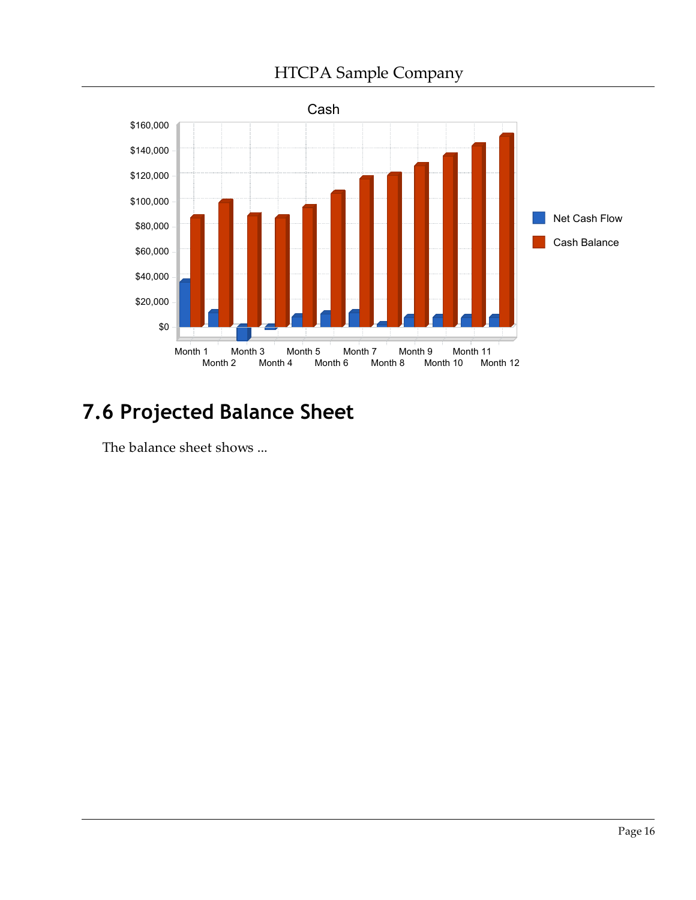## 7.6 Projected Balance Sheet

The balance sheet shows ...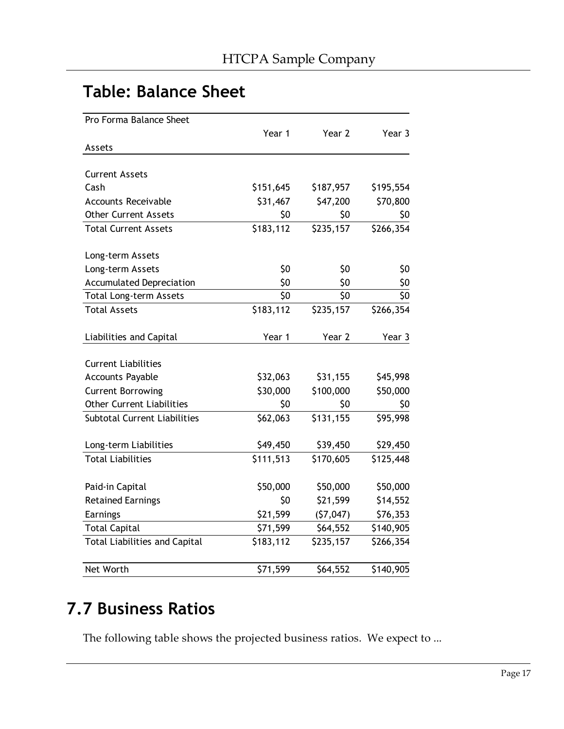## Table: Balance Sheet

| Pro Forma Balance Sheet | | | |
|---|---|---|---|
| | Year 1 | Year 2 | Year 3 |
| Assets | | | |
| | | | |
| Current Assets | | | |
| Cash | $151,645 | $187,957 | $195,554 |
| Accounts Receivable | $31,467 | $47,200 | $70,800 |
| Other Current Assets | $0 | $0 | $0 |
| Total Current Assets | $183,112 | $235,157 | $266,354 |
| | | | |
| Long-term Assets | | | |
| Long-term Assets | $0 | $0 | $0 |
| Accumulated Depreciation | $0 | $0 | $0 |
| Total Long-term Assets | $0 | $0 | $0 |
| Total Assets | $183,112 | $235,157 | $266,354 |
| | | | |
| Liabilities and Capital | Year 1 | Year 2 | Year 3 |
| | | | |
| Current Liabilities | | | |
| Accounts Payable | $32,063 | $31,155 | $45,998 |
| Current Borrowing | $30,000 | $100,000 | $50,000 |
| Other Current Liabilities | $0 | $0 | $0 |
| Subtotal Current Liabilities | $62,063 | $131,155 | $95,998 |
| | | | |
| Long-term Liabilities | $49,450 | $39,450 | $29,450 |
| Total Liabilities | $111,513 | $170,605 | $125,448 |
| | | | |
| Paid-in Capital | $50,000 | $50,000 | $50,000 |
| Retained Earnings | $0 | $21,599 | $14,552 |
| Earnings | $21,599 | ($7,047) | $76,353 |
| Total Capital | $71,599 | $64,552 | $140,905 |
| Total Liabilities and Capital | $183,112 | $235,157 | $266,354 |
| | | | |
| Net Worth | $71,599 | $64,552 | $140,905 |

## 7.7 Business Ratios

The following table shows the projected business ratios. We expect to ...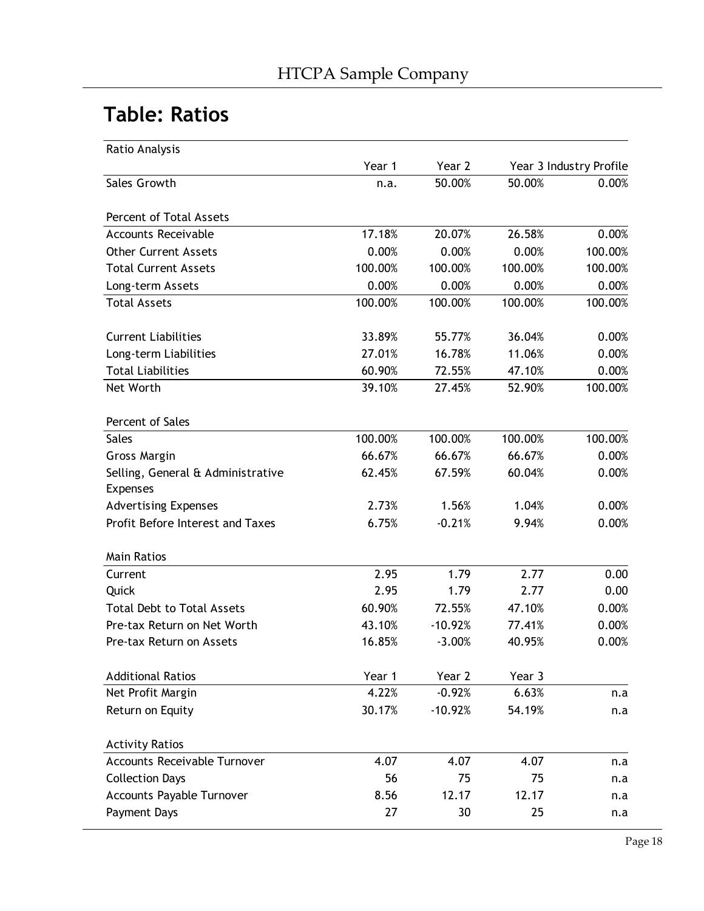## Table: Ratios

| Ratio Analysis | | | | |
|---|---|---|---|---|
| | Year 1 | Year 2 | Year 3 | Industry Profile |
| Sales Growth | n.a. | 50.00% | 50.00% | 0.00% |
| | | | | |
| Percent of Total Assets | | | | |
| Accounts Receivable | 17.18% | 20.07% | 26.58% | 0.00% |
| Other Current Assets | 0.00% | 0.00% | 0.00% | 100.00% |
| Total Current Assets | 100.00% | 100.00% | 100.00% | 100.00% |
| Long-term Assets | 0.00% | 0.00% | 0.00% | 0.00% |
| Total Assets | 100.00% | 100.00% | 100.00% | 100.00% |
| | | | | |
| Current Liabilities | 33.89% | 55.77% | 36.04% | 0.00% |
| Long-term Liabilities | 27.01% | 16.78% | 11.06% | 0.00% |
| Total Liabilities | 60.90% | 72.55% | 47.10% | 0.00% |
| Net Worth | 39.10% | 27.45% | 52.90% | 100.00% |
| | | | | |
| Percent of Sales | | | | |
| Sales | 100.00% | 100.00% | 100.00% | 100.00% |
| Gross Margin | 66.67% | 66.67% | 66.67% | 0.00% |
| Selling, General & Administrative Expenses | 62.45% | 67.59% | 60.04% | 0.00% |
| Advertising Expenses | 2.73% | 1.56% | 1.04% | 0.00% |
| Profit Before Interest and Taxes | 6.75% | -0.21% | 9.94% | 0.00% |
| | | | | |
| Main Ratios | | | | |
| Current | 2.95 | 1.79 | 2.77 | 0.00 |
| Quick | 2.95 | 1.79 | 2.77 | 0.00 |
| Total Debt to Total Assets | 60.90% | 72.55% | 47.10% | 0.00% |
| Pre-tax Return on Net Worth | 43.10% | -10.92% | 77.41% | 0.00% |
| Pre-tax Return on Assets | 16.85% | -3.00% | 40.95% | 0.00% |
| | | | | |
| Additional Ratios | Year 1 | Year 2 | Year 3 | |
| Net Profit Margin | 4.22% | -0.92% | 6.63% | n.a |
| Return on Equity | 30.17% | -10.92% | 54.19% | n.a |
| | | | | |
| Activity Ratios | | | | |
| Accounts Receivable Turnover | 4.07 | 4.07 | 4.07 | n.a |
| Collection Days | 56 | 75 | 75 | n.a |
| Accounts Payable Turnover | 8.56 | 12.17 | 12.17 | n.a |
| Payment Days | 27 | 30 | 25 | n.a |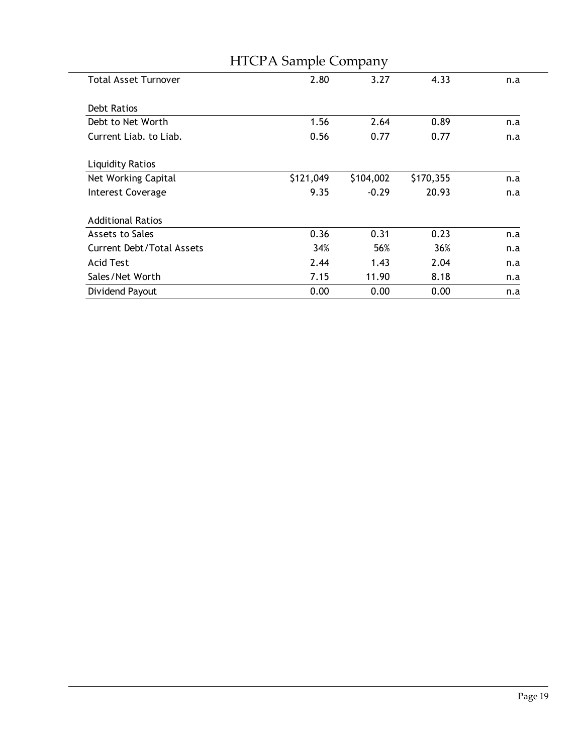| | | | | |
|---|---|---|---|---|
| Total Asset Turnover | 2.80 | 3.27 | 4.33 | n.a |
| **Debt Ratios** | | | | |
| Debt to Net Worth | 1.56 | 2.64 | 0.89 | n.a |
| Current Liab. to Liab. | 0.56 | 0.77 | 0.77 | n.a |
| **Liquidity Ratios** | | | | |
| Net Working Capital | $121,049 | $104,002 | $170,355 | n.a |
| Interest Coverage | 9.35 | -0.29 | 20.93 | n.a |
| **Additional Ratios** | | | | |
| Assets to Sales | 0.36 | 0.31 | 0.23 | n.a |
| Current Debt/Total Assets | 34% | 56% | 36% | n.a |
| Acid Test | 2.44 | 1.43 | 2.04 | n.a |
| Sales/Net Worth | 7.15 | 11.90 | 8.18 | n.a |
| Dividend Payout | 0.00 | 0.00 | 0.00 | n.a |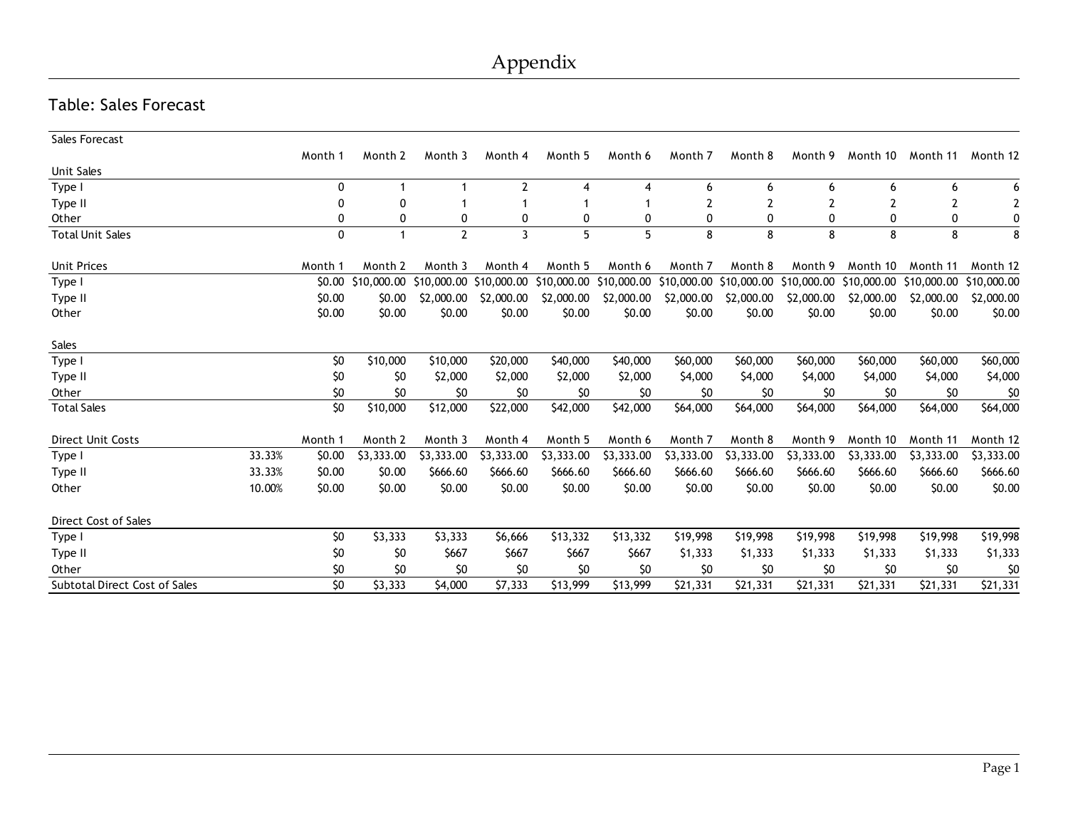# Appendix

## Table: Sales Forecast

| Sales Forecast | | Month 1 | Month 2 | Month 3 | Month 4 | Month 5 | Month 6 | Month 7 | Month 8 | Month 9 | Month 10 | Month 11 | Month 12 |
|---|---|---|---|---|---|---|---|---|---|---|---|---|---|
| Unit Sales | | | | | | | | | | | | | |
| Type I | | 0 | 1 | 1 | 2 | 4 | 4 | 6 | 6 | 6 | 6 | 6 | 6 |
| Type II | | 0 | 0 | 1 | 1 | 1 | 1 | 2 | 2 | 2 | 2 | 2 | 2 |
| Other | | 0 | 0 | 0 | 0 | 0 | 0 | 0 | 0 | 0 | 0 | 0 | 0 |
| Total Unit Sales | | 0 | 1 | 2 | 3 | 5 | 5 | 8 | 8 | 8 | 8 | 8 | 8 |
| | | | | | | | | | | | | | |
| Unit Prices | | Month 1 | Month 2 | Month 3 | Month 4 | Month 5 | Month 6 | Month 7 | Month 8 | Month 9 | Month 10 | Month 11 | Month 12 |
| Type I | | $0.00 | $10,000.00 | $10,000.00 | $10,000.00 | $10,000.00 | $10,000.00 | $10,000.00 | $10,000.00 | $10,000.00 | $10,000.00 | $10,000.00 | $10,000.00 |
| Type II | | $0.00 | $0.00 | $2,000.00 | $2,000.00 | $2,000.00 | $2,000.00 | $2,000.00 | $2,000.00 | $2,000.00 | $2,000.00 | $2,000.00 | $2,000.00 |
| Other | | $0.00 | $0.00 | $0.00 | $0.00 | $0.00 | $0.00 | $0.00 | $0.00 | $0.00 | $0.00 | $0.00 | $0.00 |
| | | | | | | | | | | | | | |
| Sales | | | | | | | | | | | | | |
| Type I | | $0 | $10,000 | $10,000 | $20,000 | $40,000 | $40,000 | $60,000 | $60,000 | $60,000 | $60,000 | $60,000 | $60,000 |
| Type II | | $0 | $0 | $2,000 | $2,000 | $2,000 | $2,000 | $4,000 | $4,000 | $4,000 | $4,000 | $4,000 | $4,000 |
| Other | | $0 | $0 | $0 | $0 | $0 | $0 | $0 | $0 | $0 | $0 | $0 | $0 |
| Total Sales | | $0 | $10,000 | $12,000 | $22,000 | $42,000 | $42,000 | $64,000 | $64,000 | $64,000 | $64,000 | $64,000 | $64,000 |
| | | | | | | | | | | | | | |
| Direct Unit Costs | | Month 1 | Month 2 | Month 3 | Month 4 | Month 5 | Month 6 | Month 7 | Month 8 | Month 9 | Month 10 | Month 11 | Month 12 |
| Type I | 33.33% | $0.00 | $3,333.00 | $3,333.00 | $3,333.00 | $3,333.00 | $3,333.00 | $3,333.00 | $3,333.00 | $3,333.00 | $3,333.00 | $3,333.00 | $3,333.00 |
| Type II | 33.33% | $0.00 | $0.00 | $666.60 | $666.60 | $666.60 | $666.60 | $666.60 | $666.60 | $666.60 | $666.60 | $666.60 | $666.60 |
| Other | 10.00% | $0.00 | $0.00 | $0.00 | $0.00 | $0.00 | $0.00 | $0.00 | $0.00 | $0.00 | $0.00 | $0.00 | $0.00 |
| | | | | | | | | | | | | | |
| Direct Cost of Sales | | | | | | | | | | | | | |
| Type I | | $0 | $3,333 | $3,333 | $6,666 | $13,332 | $13,332 | $19,998 | $19,998 | $19,998 | $19,998 | $19,998 | $19,998 |
| Type II | | $0 | $0 | $667 | $667 | $667 | $667 | $1,333 | $1,333 | $1,333 | $1,333 | $1,333 | $1,333 |
| Other | | $0 | $0 | $0 | $0 | $0 | $0 | $0 | $0 | $0 | $0 | $0 | $0 |
| Subtotal Direct Cost of Sales | | $0 | $3,333 | $4,000 | $7,333 | $13,999 | $13,999 | $21,331 | $21,331 | $21,331 | $21,331 | $21,331 | $21,331 |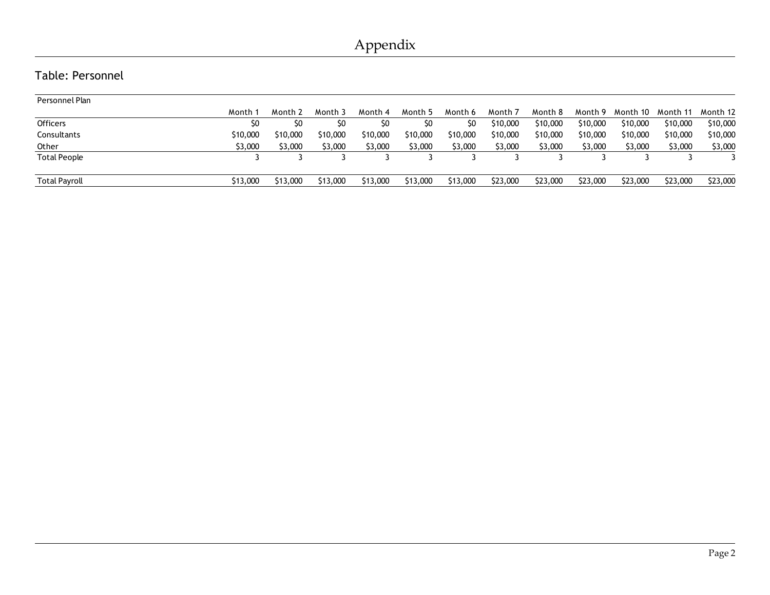# Appendix

## Table: Personnel

| Personnel Plan | | | | | | | | | | | | |
|---|---|---|---|---|---|---|---|---|---|---|---|---|
| | Month 1 | Month 2 | Month 3 | Month 4 | Month 5 | Month 6 | Month 7 | Month 8 | Month 9 | Month 10 | Month 11 | Month 12 |
| Officers | $0 | $0 | $0 | $0 | $0 | $0 | $10,000 | $10,000 | $10,000 | $10,000 | $10,000 | $10,000 |
| Consultants | $10,000 | $10,000 | $10,000 | $10,000 | $10,000 | $10,000 | $10,000 | $10,000 | $10,000 | $10,000 | $10,000 | $10,000 |
| Other | $3,000 | $3,000 | $3,000 | $3,000 | $3,000 | $3,000 | $3,000 | $3,000 | $3,000 | $3,000 | $3,000 | $3,000 |
| Total People | 3 | 3 | 3 | 3 | 3 | 3 | 3 | 3 | 3 | 3 | 3 | 3 |
| | | | | | | | | | | | | |
| Total Payroll | $13,000 | $13,000 | $13,000 | $13,000 | $13,000 | $13,000 | $23,000 | $23,000 | $23,000 | $23,000 | $23,000 | $23,000 |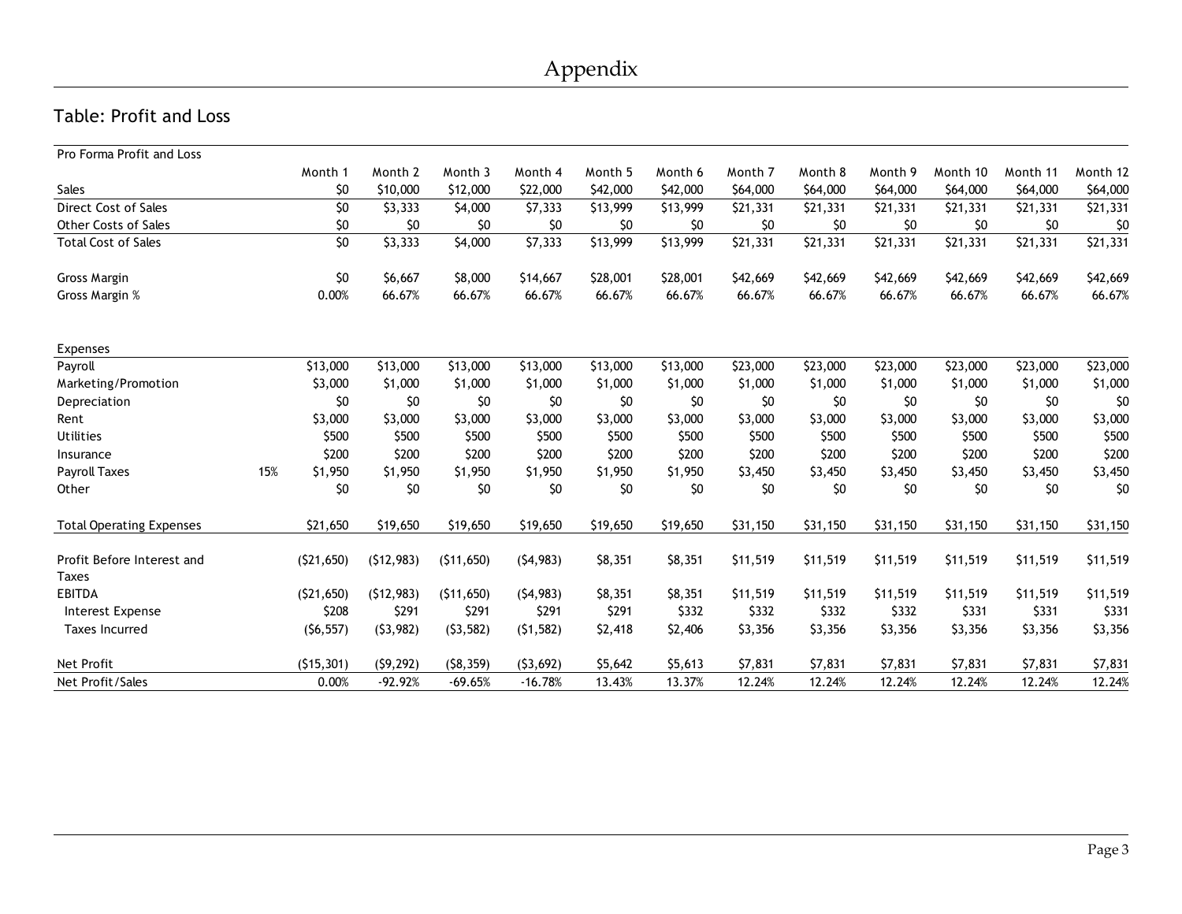# Appendix

## Table: Profit and Loss

| Pro Forma Profit and Loss | | Month 1 | Month 2 | Month 3 | Month 4 | Month 5 | Month 6 | Month 7 | Month 8 | Month 9 | Month 10 | Month 11 | Month 12 |
|---|---|---|---|---|---|---|---|---|---|---|---|---|---|
| Sales | | $0 | $10,000 | $12,000 | $22,000 | $42,000 | $42,000 | $64,000 | $64,000 | $64,000 | $64,000 | $64,000 | $64,000 |
| Direct Cost of Sales | | $0 | $3,333 | $4,000 | $7,333 | $13,999 | $13,999 | $21,331 | $21,331 | $21,331 | $21,331 | $21,331 | $21,331 |
| Other Costs of Sales | | $0 | $0 | $0 | $0 | $0 | $0 | $0 | $0 | $0 | $0 | $0 | $0 |
| Total Cost of Sales | | $0 | $3,333 | $4,000 | $7,333 | $13,999 | $13,999 | $21,331 | $21,331 | $21,331 | $21,331 | $21,331 | $21,331 |
| | | | | | | | | | | | | | |
| Gross Margin | | $0 | $6,667 | $8,000 | $14,667 | $28,001 | $28,001 | $42,669 | $42,669 | $42,669 | $42,669 | $42,669 | $42,669 |
| Gross Margin % | | 0.00% | 66.67% | 66.67% | 66.67% | 66.67% | 66.67% | 66.67% | 66.67% | 66.67% | 66.67% | 66.67% | 66.67% |
| | | | | | | | | | | | | | |
| Expenses | | | | | | | | | | | | | |
| Payroll | | $13,000 | $13,000 | $13,000 | $13,000 | $13,000 | $13,000 | $23,000 | $23,000 | $23,000 | $23,000 | $23,000 | $23,000 |
| Marketing/Promotion | | $3,000 | $1,000 | $1,000 | $1,000 | $1,000 | $1,000 | $1,000 | $1,000 | $1,000 | $1,000 | $1,000 | $1,000 |
| Depreciation | | $0 | $0 | $0 | $0 | $0 | $0 | $0 | $0 | $0 | $0 | $0 | $0 |
| Rent | | $3,000 | $3,000 | $3,000 | $3,000 | $3,000 | $3,000 | $3,000 | $3,000 | $3,000 | $3,000 | $3,000 | $3,000 |
| Utilities | | $500 | $500 | $500 | $500 | $500 | $500 | $500 | $500 | $500 | $500 | $500 | $500 |
| Insurance | | $200 | $200 | $200 | $200 | $200 | $200 | $200 | $200 | $200 | $200 | $200 | $200 |
| Payroll Taxes | 15% | $1,950 | $1,950 | $1,950 | $1,950 | $1,950 | $1,950 | $3,450 | $3,450 | $3,450 | $3,450 | $3,450 | $3,450 |
| Other | | $0 | $0 | $0 | $0 | $0 | $0 | $0 | $0 | $0 | $0 | $0 | $0 |
| | | | | | | | | | | | | | |
| Total Operating Expenses | | $21,650 | $19,650 | $19,650 | $19,650 | $19,650 | $19,650 | $31,150 | $31,150 | $31,150 | $31,150 | $31,150 | $31,150 |
| | | | | | | | | | | | | | |
| Profit Before Interest and Taxes | | ($21,650) | ($12,983) | ($11,650) | ($4,983) | $8,351 | $8,351 | $11,519 | $11,519 | $11,519 | $11,519 | $11,519 | $11,519 |
| EBITDA | | ($21,650) | ($12,983) | ($11,650) | ($4,983) | $8,351 | $8,351 | $11,519 | $11,519 | $11,519 | $11,519 | $11,519 | $11,519 |
| Interest Expense | | $208 | $291 | $291 | $291 | $291 | $332 | $332 | $332 | $332 | $331 | $331 | $331 |
| Taxes Incurred | | ($6,557) | ($3,982) | ($3,582) | ($1,582) | $2,418 | $2,406 | $3,356 | $3,356 | $3,356 | $3,356 | $3,356 | $3,356 |
| | | | | | | | | | | | | | |
| Net Profit | | ($15,301) | ($9,292) | ($8,359) | ($3,692) | $5,642 | $5,613 | $7,831 | $7,831 | $7,831 | $7,831 | $7,831 | $7,831 |
| Net Profit/Sales | | 0.00% | -92.92% | -69.65% | -16.78% | 13.43% | 13.37% | 12.24% | 12.24% | 12.24% | 12.24% | 12.24% | 12.24% |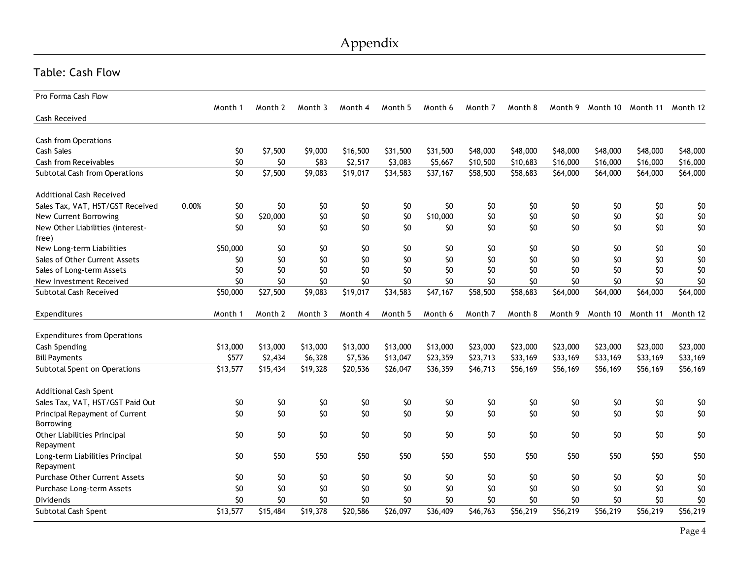# Appendix

## Table: Cash Flow

| Pro Forma Cash Flow | | Month 1 | Month 2 | Month 3 | Month 4 | Month 5 | Month 6 | Month 7 | Month 8 | Month 9 | Month 10 | Month 11 | Month 12 |
|---|---|---|---|---|---|---|---|---|---|---|---|---|---|
| Cash Received | | | | | | | | | | | | | |
| | | | | | | | | | | | | | |
| Cash from Operations | | | | | | | | | | | | | |
| Cash Sales | | $0 | $7,500 | $9,000 | $16,500 | $31,500 | $31,500 | $48,000 | $48,000 | $48,000 | $48,000 | $48,000 | $48,000 |
| Cash from Receivables | | $0 | $0 | $83 | $2,517 | $3,083 | $5,667 | $10,500 | $10,683 | $16,000 | $16,000 | $16,000 | $16,000 |
| Subtotal Cash from Operations | | $0 | $7,500 | $9,083 | $19,017 | $34,583 | $37,167 | $58,500 | $58,683 | $64,000 | $64,000 | $64,000 | $64,000 |
| | | | | | | | | | | | | | |
| Additional Cash Received | | | | | | | | | | | | | |
| Sales Tax, VAT, HST/GST Received | 0.00% | $0 | $0 | $0 | $0 | $0 | $0 | $0 | $0 | $0 | $0 | $0 | $0 |
| New Current Borrowing | | $0 | $20,000 | $0 | $0 | $0 | $10,000 | $0 | $0 | $0 | $0 | $0 | $0 |
| New Other Liabilities (interest-free) | | $0 | $0 | $0 | $0 | $0 | $0 | $0 | $0 | $0 | $0 | $0 | $0 |
| New Long-term Liabilities | | $50,000 | $0 | $0 | $0 | $0 | $0 | $0 | $0 | $0 | $0 | $0 | $0 |
| Sales of Other Current Assets | | $0 | $0 | $0 | $0 | $0 | $0 | $0 | $0 | $0 | $0 | $0 | $0 |
| Sales of Long-term Assets | | $0 | $0 | $0 | $0 | $0 | $0 | $0 | $0 | $0 | $0 | $0 | $0 |
| New Investment Received | | $0 | $0 | $0 | $0 | $0 | $0 | $0 | $0 | $0 | $0 | $0 | $0 |
| Subtotal Cash Received | | $50,000 | $27,500 | $9,083 | $19,017 | $34,583 | $47,167 | $58,500 | $58,683 | $64,000 | $64,000 | $64,000 | $64,000 |
| | | | | | | | | | | | | | |
| Expenditures | | Month 1 | Month 2 | Month 3 | Month 4 | Month 5 | Month 6 | Month 7 | Month 8 | Month 9 | Month 10 | Month 11 | Month 12 |
| | | | | | | | | | | | | | |
| Expenditures from Operations | | | | | | | | | | | | | |
| Cash Spending | | $13,000 | $13,000 | $13,000 | $13,000 | $13,000 | $13,000 | $23,000 | $23,000 | $23,000 | $23,000 | $23,000 | $23,000 |
| Bill Payments | | $577 | $2,434 | $6,328 | $7,536 | $13,047 | $23,359 | $23,713 | $33,169 | $33,169 | $33,169 | $33,169 | $33,169 |
| Subtotal Spent on Operations | | $13,577 | $15,434 | $19,328 | $20,536 | $26,047 | $36,359 | $46,713 | $56,169 | $56,169 | $56,169 | $56,169 | $56,169 |
| | | | | | | | | | | | | | |
| Additional Cash Spent | | | | | | | | | | | | | |
| Sales Tax, VAT, HST/GST Paid Out | | $0 | $0 | $0 | $0 | $0 | $0 | $0 | $0 | $0 | $0 | $0 | $0 |
| Principal Repayment of Current Borrowing | | $0 | $0 | $0 | $0 | $0 | $0 | $0 | $0 | $0 | $0 | $0 | $0 |
| Other Liabilities Principal Repayment | | $0 | $0 | $0 | $0 | $0 | $0 | $0 | $0 | $0 | $0 | $0 | $0 |
| Long-term Liabilities Principal Repayment | | $0 | $50 | $50 | $50 | $50 | $50 | $50 | $50 | $50 | $50 | $50 | $50 |
| Purchase Other Current Assets | | $0 | $0 | $0 | $0 | $0 | $0 | $0 | $0 | $0 | $0 | $0 | $0 |
| Purchase Long-term Assets | | $0 | $0 | $0 | $0 | $0 | $0 | $0 | $0 | $0 | $0 | $0 | $0 |
| Dividends | | $0 | $0 | $0 | $0 | $0 | $0 | $0 | $0 | $0 | $0 | $0 | $0 |
| Subtotal Cash Spent | | $13,577 | $15,484 | $19,378 | $20,586 | $26,097 | $36,409 | $46,763 | $56,219 | $56,219 | $56,219 | $56,219 | $56,219 |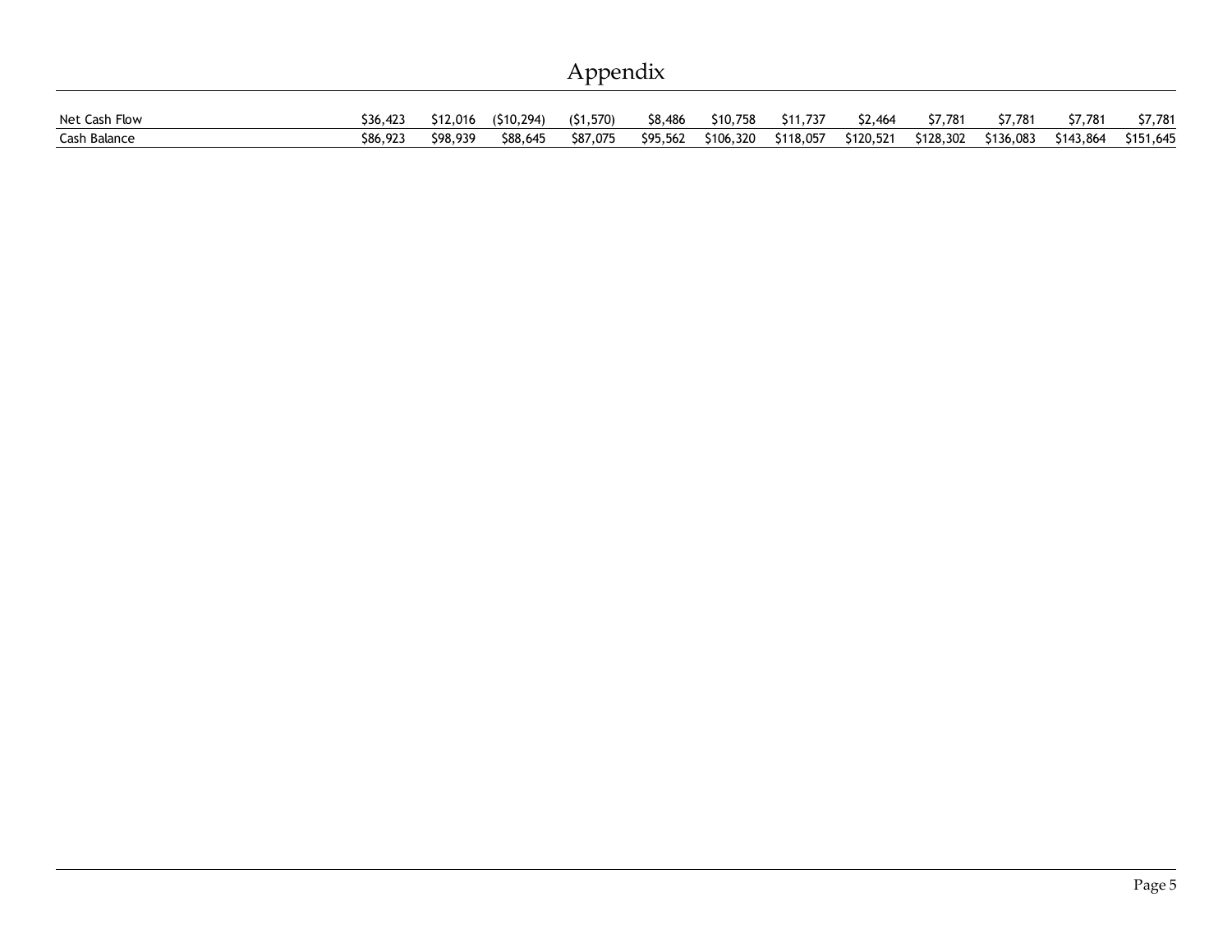# Appendix

| | | | | | | | | | | | | |
|---|---|---|---|---|---|---|---|---|---|---|---|---|
| Net Cash Flow | $36,423 | $12,016 | ($10,294) | ($1,570) | $8,486 | $10,758 | $11,737 | $2,464 | $7,781 | $7,781 | $7,781 | $7,781 |
| Cash Balance | $86,923 | $98,939 | $88,645 | $87,075 | $95,562 | $106,320 | $118,057 | $120,521 | $128,302 | $136,083 | $143,864 | $151,645 |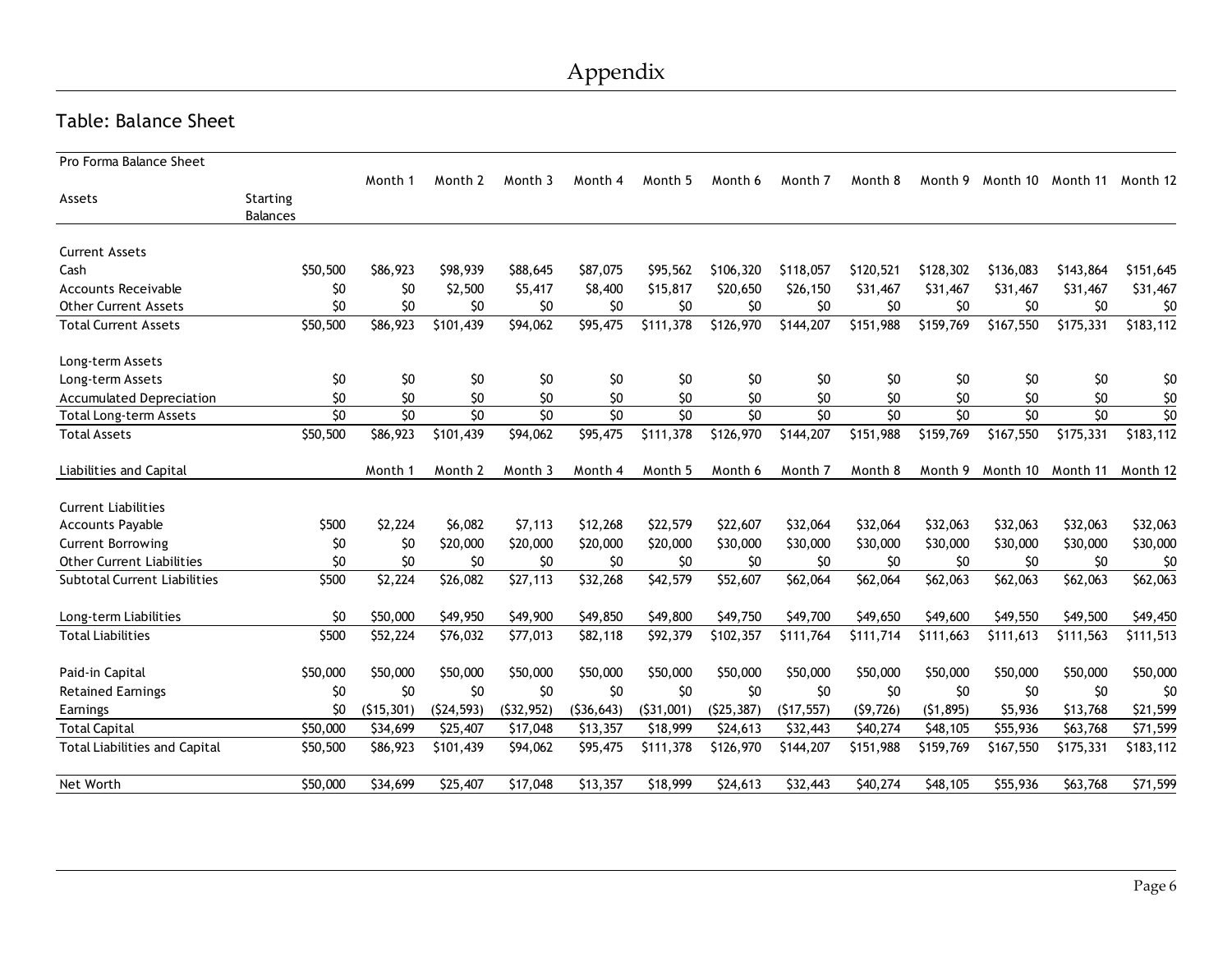# Appendix

## Table: Balance Sheet

| Pro Forma Balance Sheet | | | | | | | | | | | | | |
|---|---|---|---|---|---|---|---|---|---|---|---|---|---|
| | | Month 1 | Month 2 | Month 3 | Month 4 | Month 5 | Month 6 | Month 7 | Month 8 | Month 9 | Month 10 | Month 11 | Month 12 |
| Assets | Starting Balances | | | | | | | | | | | | |
| Current Assets | | | | | | | | | | | | | |
| Cash | $50,500 | $86,923 | $98,939 | $88,645 | $87,075 | $95,562 | $106,320 | $118,057 | $120,521 | $128,302 | $136,083 | $143,864 | $151,645 |
| Accounts Receivable | $0 | $0 | $2,500 | $5,417 | $8,400 | $15,817 | $20,650 | $26,150 | $31,467 | $31,467 | $31,467 | $31,467 | $31,467 |
| Other Current Assets | $0 | $0 | $0 | $0 | $0 | $0 | $0 | $0 | $0 | $0 | $0 | $0 | $0 |
| Total Current Assets | $50,500 | $86,923 | $101,439 | $94,062 | $95,475 | $111,378 | $126,970 | $144,207 | $151,988 | $159,769 | $167,550 | $175,331 | $183,112 |
| Long-term Assets | | | | | | | | | | | | | |
| Long-term Assets | $0 | $0 | $0 | $0 | $0 | $0 | $0 | $0 | $0 | $0 | $0 | $0 | $0 |
| Accumulated Depreciation | $0 | $0 | $0 | $0 | $0 | $0 | $0 | $0 | $0 | $0 | $0 | $0 | $0 |
| Total Long-term Assets | $0 | $0 | $0 | $0 | $0 | $0 | $0 | $0 | $0 | $0 | $0 | $0 | $0 |
| Total Assets | $50,500 | $86,923 | $101,439 | $94,062 | $95,475 | $111,378 | $126,970 | $144,207 | $151,988 | $159,769 | $167,550 | $175,331 | $183,112 |
| Liabilities and Capital | | Month 1 | Month 2 | Month 3 | Month 4 | Month 5 | Month 6 | Month 7 | Month 8 | Month 9 | Month 10 | Month 11 | Month 12 |
| Current Liabilities | | | | | | | | | | | | | |
| Accounts Payable | $500 | $2,224 | $6,082 | $7,113 | $12,268 | $22,579 | $22,607 | $32,064 | $32,064 | $32,063 | $32,063 | $32,063 | $32,063 |
| Current Borrowing | $0 | $0 | $20,000 | $20,000 | $20,000 | $20,000 | $30,000 | $30,000 | $30,000 | $30,000 | $30,000 | $30,000 | $30,000 |
| Other Current Liabilities | $0 | $0 | $0 | $0 | $0 | $0 | $0 | $0 | $0 | $0 | $0 | $0 | $0 |
| Subtotal Current Liabilities | $500 | $2,224 | $26,082 | $27,113 | $32,268 | $42,579 | $52,607 | $62,064 | $62,064 | $62,063 | $62,063 | $62,063 | $62,063 |
| Long-term Liabilities | $0 | $50,000 | $49,950 | $49,900 | $49,850 | $49,800 | $49,750 | $49,700 | $49,650 | $49,600 | $49,550 | $49,500 | $49,450 |
| Total Liabilities | $500 | $52,224 | $76,032 | $77,013 | $82,118 | $92,379 | $102,357 | $111,764 | $111,714 | $111,663 | $111,613 | $111,563 | $111,513 |
| Paid-in Capital | $50,000 | $50,000 | $50,000 | $50,000 | $50,000 | $50,000 | $50,000 | $50,000 | $50,000 | $50,000 | $50,000 | $50,000 | $50,000 |
| Retained Earnings | $0 | $0 | $0 | $0 | $0 | $0 | $0 | $0 | $0 | $0 | $0 | $0 | $0 |
| Earnings | $0 | ($15,301) | ($24,593) | ($32,952) | ($36,643) | ($31,001) | ($25,387) | ($17,557) | ($9,726) | ($1,895) | $5,936 | $13,768 | $21,599 |
| Total Capital | $50,000 | $34,699 | $25,407 | $17,048 | $13,357 | $18,999 | $24,613 | $32,443 | $40,274 | $48,105 | $55,936 | $63,768 | $71,599 |
| Total Liabilities and Capital | $50,500 | $86,923 | $101,439 | $94,062 | $95,475 | $111,378 | $126,970 | $144,207 | $151,988 | $159,769 | $167,550 | $175,331 | $183,112 |
| Net Worth | $50,000 | $34,699 | $25,407 | $17,048 | $13,357 | $18,999 | $24,613 | $32,443 | $40,274 | $48,105 | $55,936 | $63,768 | $71,599 |